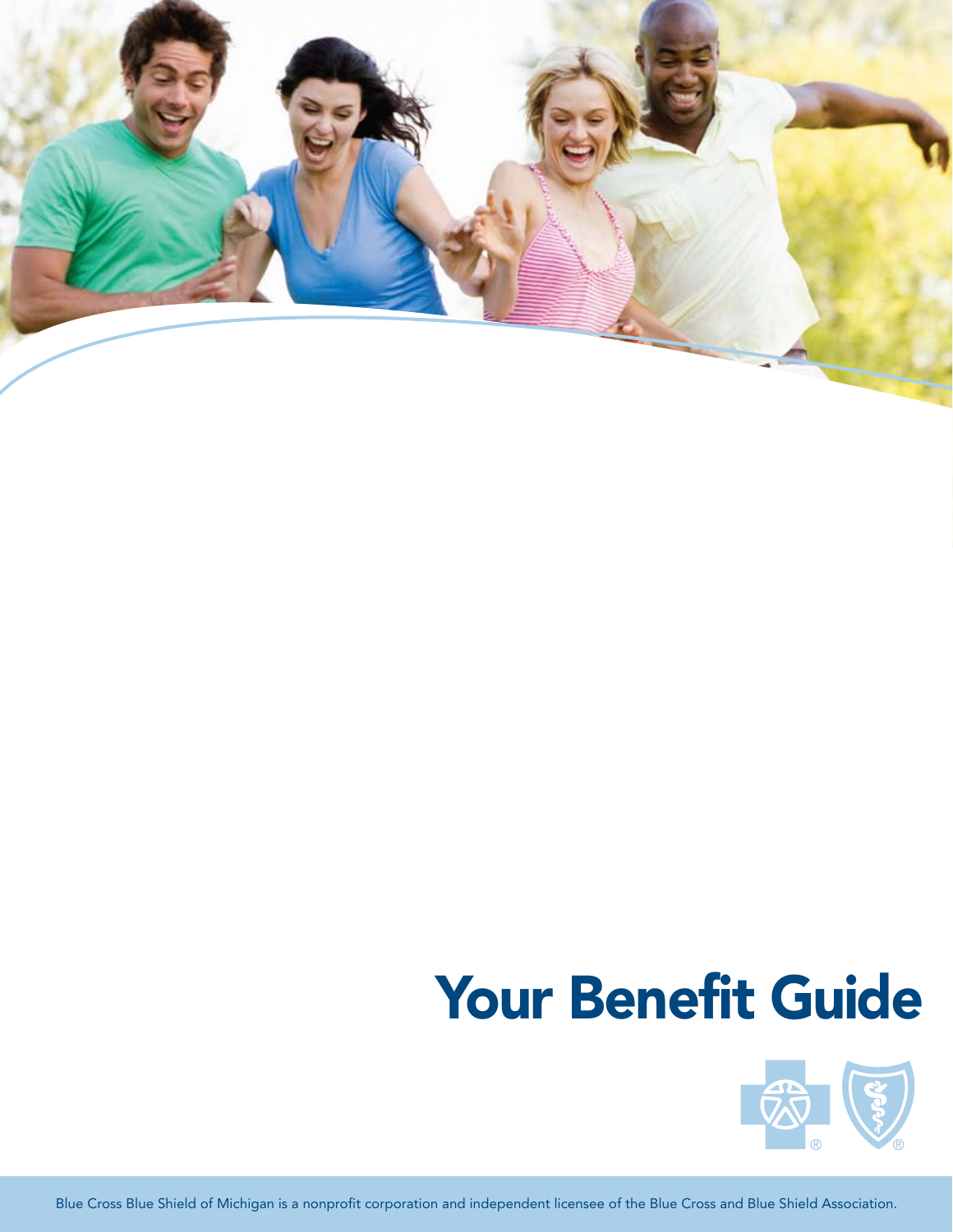# Your Benefit Guide

Blue Cross Blue Shield of Michigan is a nonprofit corporation and independent licensee of the Blue Cross and Blue Shield Association.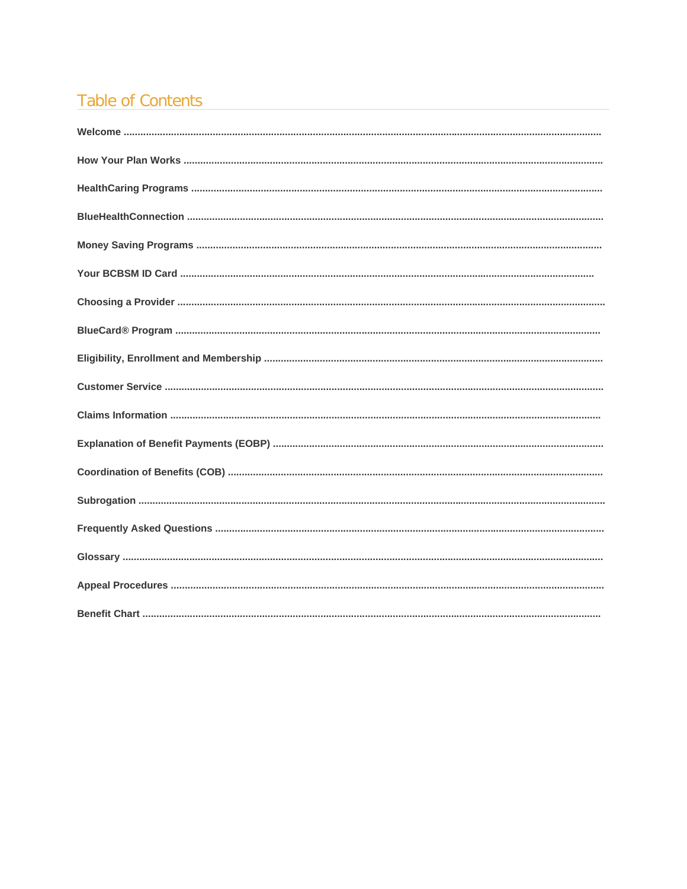# Table of Contents

**Welcome** ..........

**How Your Plan Works** ..........

**HealthCaring Programs** ..........

**BlueHealthConnection** ..........

**Money Saving Programs** ..........

**Your BCBSM ID Card** ..........

**Choosing a Provider** ..........

**BlueCard® Program** ..........

**Eligibility, Enrollment and Membership** ..........

**Customer Service** ..........

**Claims Information** ..........

**Explanation of Benefit Payments (EOBP)** ..........

**Coordination of Benefits (COB)** ..........

**Subrogation** ..........

**Frequently Asked Questions** ..........

**Glossary** ..........

**Appeal Procedures** ..........

**Benefit Chart** ..........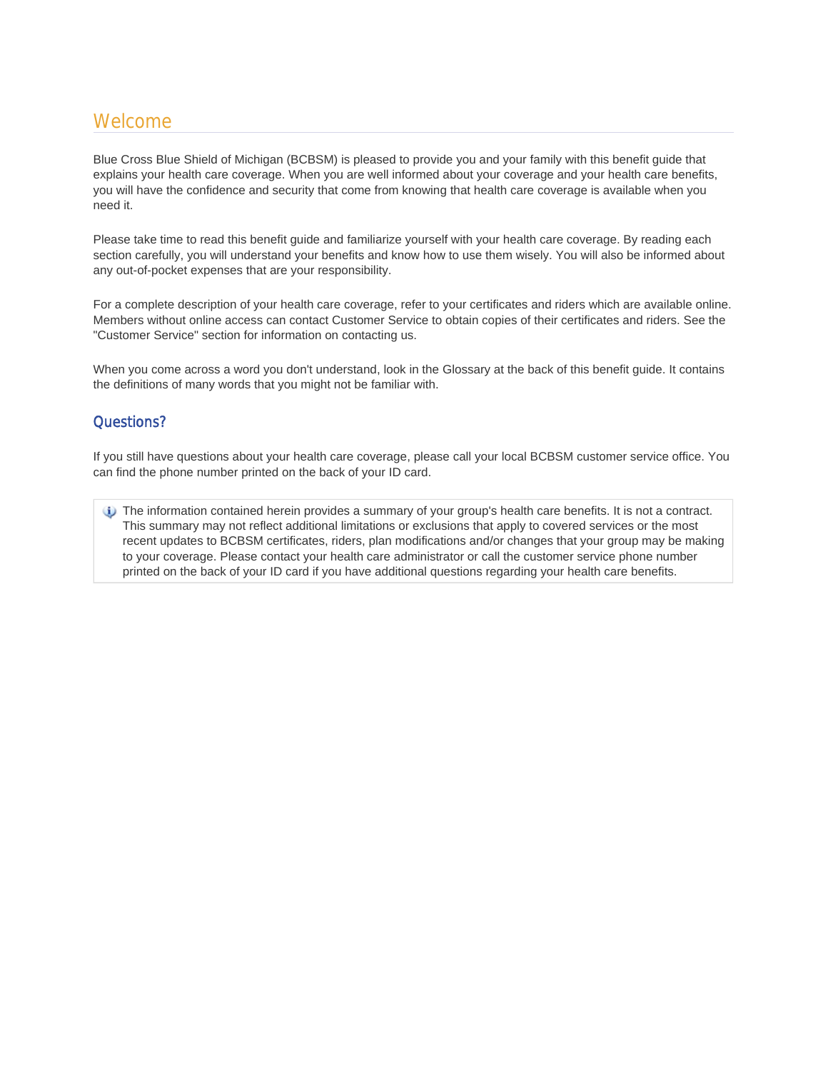# Welcome

Blue Cross Blue Shield of Michigan (BCBSM) is pleased to provide you and your family with this benefit guide that explains your health care coverage. When you are well informed about your coverage and your health care benefits, you will have the confidence and security that come from knowing that health care coverage is available when you need it.

Please take time to read this benefit guide and familiarize yourself with your health care coverage. By reading each section carefully, you will understand your benefits and know how to use them wisely. You will also be informed about any out-of-pocket expenses that are your responsibility.

For a complete description of your health care coverage, refer to your certificates and riders which are available online. Members without online access can contact Customer Service to obtain copies of their certificates and riders. See the "Customer Service" section for information on contacting us.

When you come across a word you don't understand, look in the Glossary at the back of this benefit guide. It contains the definitions of many words that you might not be familiar with.

## Questions?

If you still have questions about your health care coverage, please call your local BCBSM customer service office. You can find the phone number printed on the back of your ID card.

> The information contained herein provides a summary of your group's health care benefits. It is not a contract. This summary may not reflect additional limitations or exclusions that apply to covered services or the most recent updates to BCBSM certificates, riders, plan modifications and/or changes that your group may be making to your coverage. Please contact your health care administrator or call the customer service phone number printed on the back of your ID card if you have additional questions regarding your health care benefits.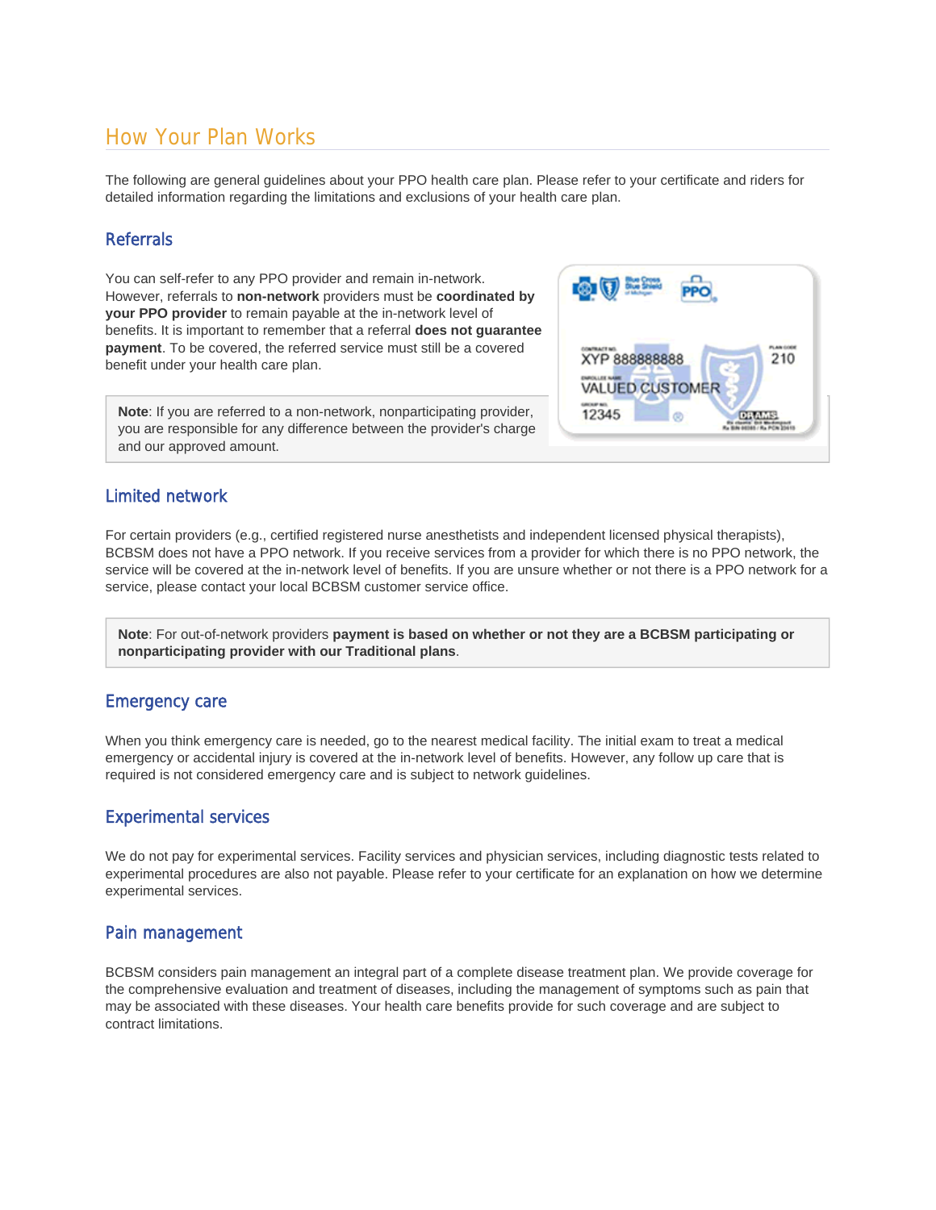# How Your Plan Works

The following are general guidelines about your PPO health care plan. Please refer to your certificate and riders for detailed information regarding the limitations and exclusions of your health care plan.

## Referrals

You can self-refer to any PPO provider and remain in-network. However, referrals to **non-network** providers must be **coordinated by your PPO provider** to remain payable at the in-network level of benefits. It is important to remember that a referral **does not guarantee payment**. To be covered, the referred service must still be a covered benefit under your health care plan.

> **Note**: If you are referred to a non-network, nonparticipating provider, you are responsible for any difference between the provider's charge and our approved amount.

## Limited network

For certain providers (e.g., certified registered nurse anesthetists and independent licensed physical therapists), BCBSM does not have a PPO network. If you receive services from a provider for which there is no PPO network, the service will be covered at the in-network level of benefits. If you are unsure whether or not there is a PPO network for a service, please contact your local BCBSM customer service office.

> **Note**: For out-of-network providers **payment is based on whether or not they are a BCBSM participating or nonparticipating provider with our Traditional plans**.

## Emergency care

When you think emergency care is needed, go to the nearest medical facility. The initial exam to treat a medical emergency or accidental injury is covered at the in-network level of benefits. However, any follow up care that is required is not considered emergency care and is subject to network guidelines.

## Experimental services

We do not pay for experimental services. Facility services and physician services, including diagnostic tests related to experimental procedures are also not payable. Please refer to your certificate for an explanation on how we determine experimental services.

## Pain management

BCBSM considers pain management an integral part of a complete disease treatment plan. We provide coverage for the comprehensive evaluation and treatment of diseases, including the management of symptoms such as pain that may be associated with these diseases. Your health care benefits provide for such coverage and are subject to contract limitations.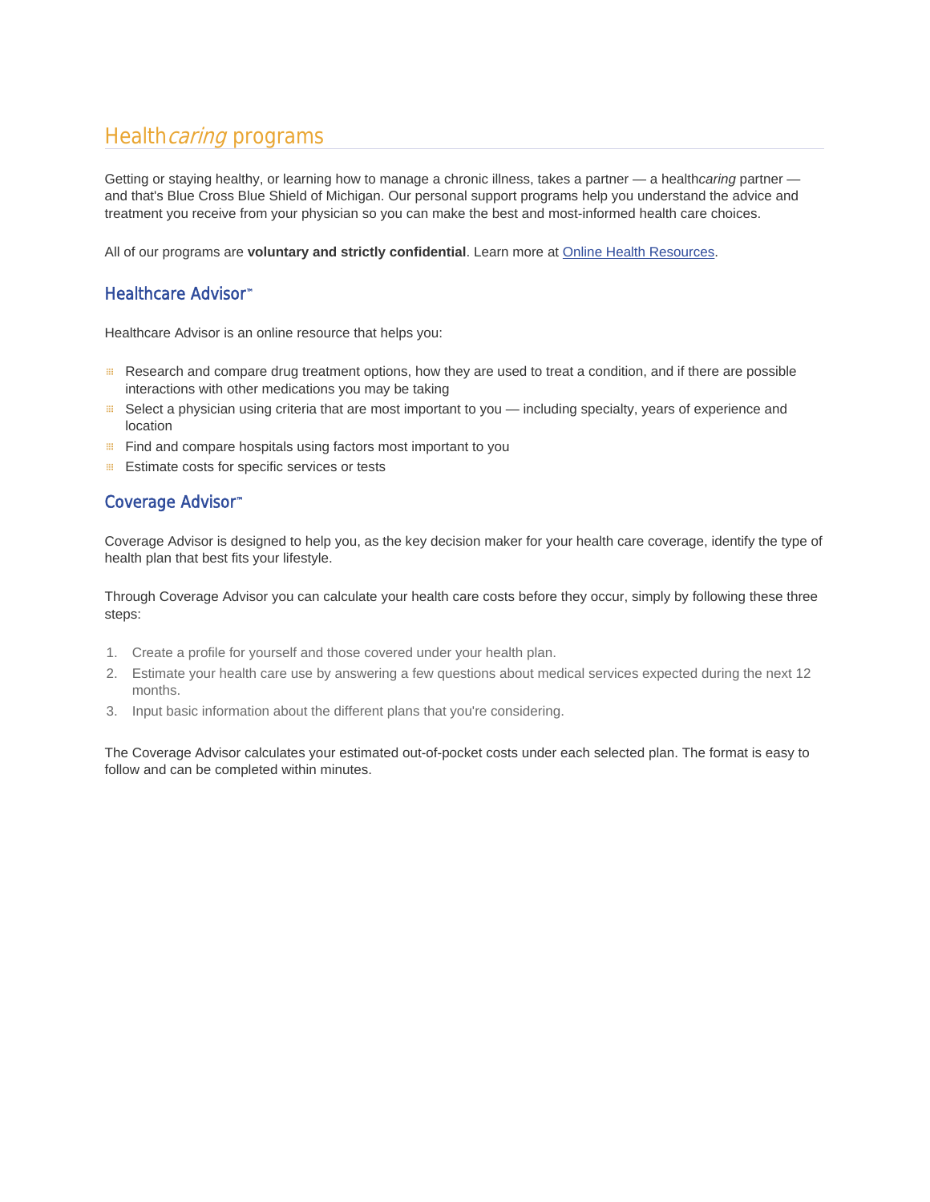# Health*caring* programs

Getting or staying healthy, or learning how to manage a chronic illness, takes a partner — a health*caring* partner — and that's Blue Cross Blue Shield of Michigan. Our personal support programs help you understand the advice and treatment you receive from your physician so you can make the best and most-informed health care choices.

All of our programs are **voluntary and strictly confidential**. Learn more at Online Health Resources.

## Healthcare Advisor™

Healthcare Advisor is an online resource that helps you:

- Research and compare drug treatment options, how they are used to treat a condition, and if there are possible interactions with other medications you may be taking
- Select a physician using criteria that are most important to you — including specialty, years of experience and location
- Find and compare hospitals using factors most important to you
- Estimate costs for specific services or tests

## Coverage Advisor™

Coverage Advisor is designed to help you, as the key decision maker for your health care coverage, identify the type of health plan that best fits your lifestyle.

Through Coverage Advisor you can calculate your health care costs before they occur, simply by following these three steps:

1. Create a profile for yourself and those covered under your health plan.
2. Estimate your health care use by answering a few questions about medical services expected during the next 12 months.
3. Input basic information about the different plans that you're considering.

The Coverage Advisor calculates your estimated out-of-pocket costs under each selected plan. The format is easy to follow and can be completed within minutes.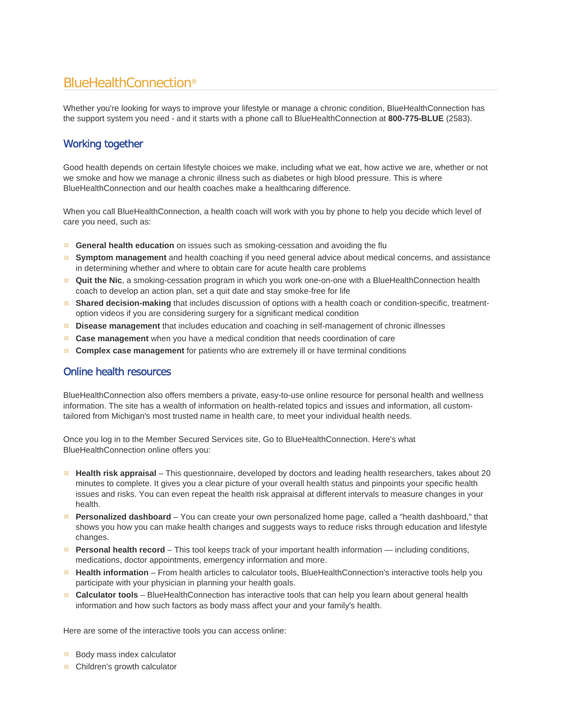# BlueHealthConnection®

Whether you're looking for ways to improve your lifestyle or manage a chronic condition, BlueHealthConnection has the support system you need - and it starts with a phone call to BlueHealthConnection at **800-775-BLUE** (2583).

## Working together

Good health depends on certain lifestyle choices we make, including what we eat, how active we are, whether or not we smoke and how we manage a chronic illness such as diabetes or high blood pressure. This is where BlueHealthConnection and our health coaches make a healthcaring difference.

When you call BlueHealthConnection, a health coach will work with you by phone to help you decide which level of care you need, such as:

- **General health education** on issues such as smoking-cessation and avoiding the flu
- **Symptom management** and health coaching if you need general advice about medical concerns, and assistance in determining whether and where to obtain care for acute health care problems
- **Quit the Nic**, a smoking-cessation program in which you work one-on-one with a BlueHealthConnection health coach to develop an action plan, set a quit date and stay smoke-free for life
- **Shared decision-making** that includes discussion of options with a health coach or condition-specific, treatment-option videos if you are considering surgery for a significant medical condition
- **Disease management** that includes education and coaching in self-management of chronic illnesses
- **Case management** when you have a medical condition that needs coordination of care
- **Complex case management** for patients who are extremely ill or have terminal conditions

## Online health resources

BlueHealthConnection also offers members a private, easy-to-use online resource for personal health and wellness information. The site has a wealth of information on health-related topics and issues and information, all custom-tailored from Michigan's most trusted name in health care, to meet your individual health needs.

Once you log in to the Member Secured Services site, Go to BlueHealthConnection. Here's what BlueHealthConnection online offers you:

- **Health risk appraisal** – This questionnaire, developed by doctors and leading health researchers, takes about 20 minutes to complete. It gives you a clear picture of your overall health status and pinpoints your specific health issues and risks. You can even repeat the health risk appraisal at different intervals to measure changes in your health.
- **Personalized dashboard** – You can create your own personalized home page, called a "health dashboard," that shows you how you can make health changes and suggests ways to reduce risks through education and lifestyle changes.
- **Personal health record** – This tool keeps track of your important health information — including conditions, medications, doctor appointments, emergency information and more.
- **Health information** – From health articles to calculator tools, BlueHealthConnection's interactive tools help you participate with your physician in planning your health goals.
- **Calculator tools** – BlueHealthConnection has interactive tools that can help you learn about general health information and how such factors as body mass affect your and your family's health.

Here are some of the interactive tools you can access online:

- Body mass index calculator
- Children's growth calculator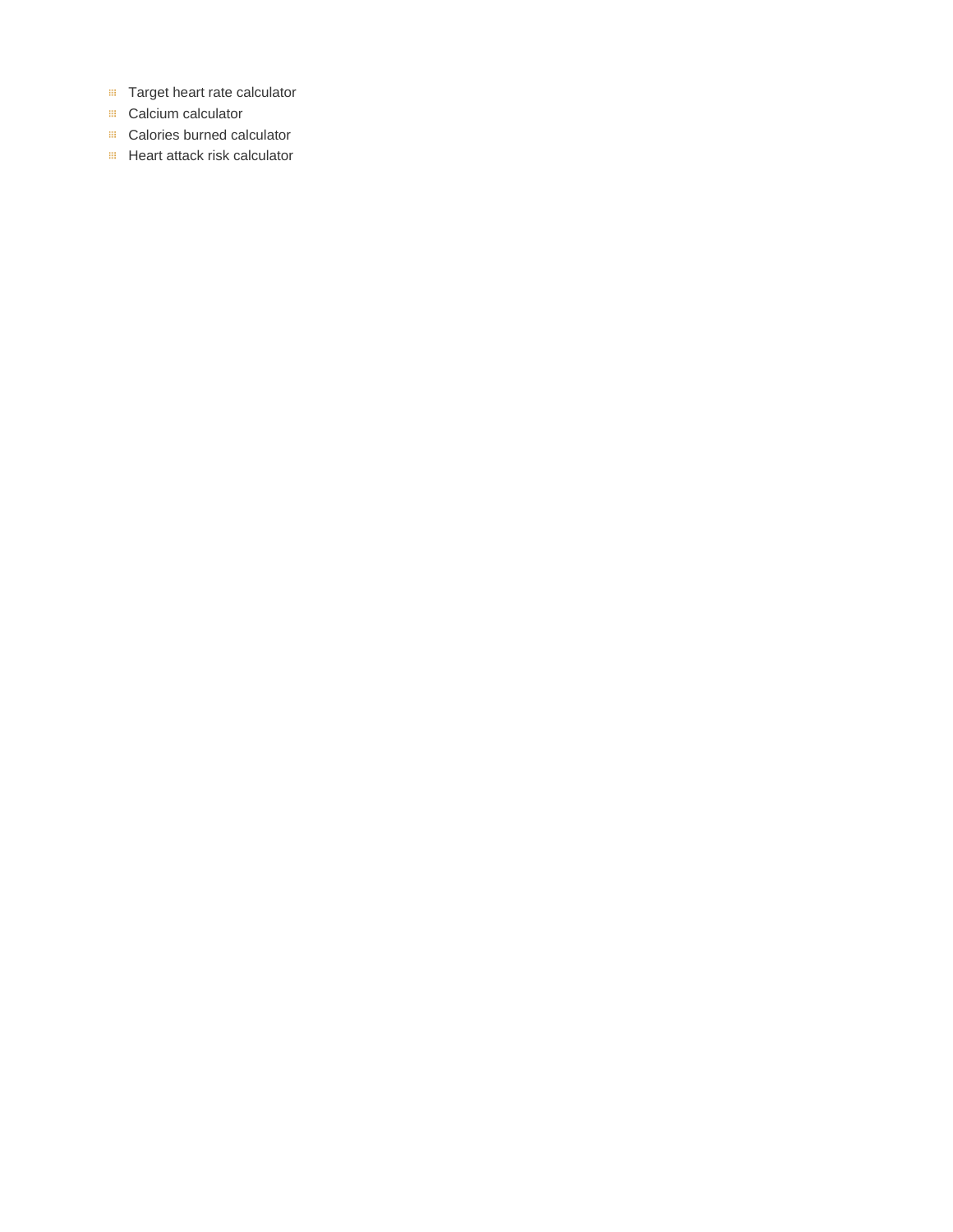- Target heart rate calculator
- Calcium calculator
- Calories burned calculator
- Heart attack risk calculator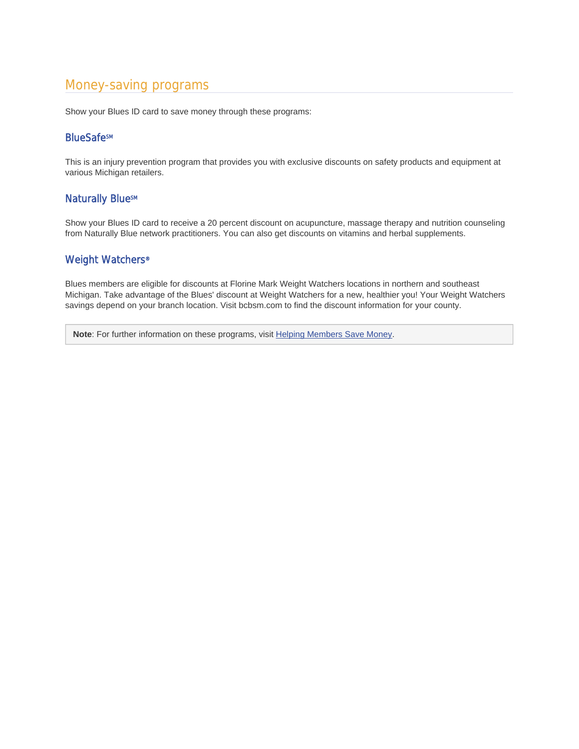## Money-saving programs

Show your Blues ID card to save money through these programs:

### BlueSafe℠

This is an injury prevention program that provides you with exclusive discounts on safety products and equipment at various Michigan retailers.

### Naturally Blue℠

Show your Blues ID card to receive a 20 percent discount on acupuncture, massage therapy and nutrition counseling from Naturally Blue network practitioners. You can also get discounts on vitamins and herbal supplements.

### Weight Watchers®

Blues members are eligible for discounts at Florine Mark Weight Watchers locations in northern and southeast Michigan. Take advantage of the Blues' discount at Weight Watchers for a new, healthier you! Your Weight Watchers savings depend on your branch location. Visit bcbsm.com to find the discount information for your county.

> **Note**: For further information on these programs, visit Helping Members Save Money.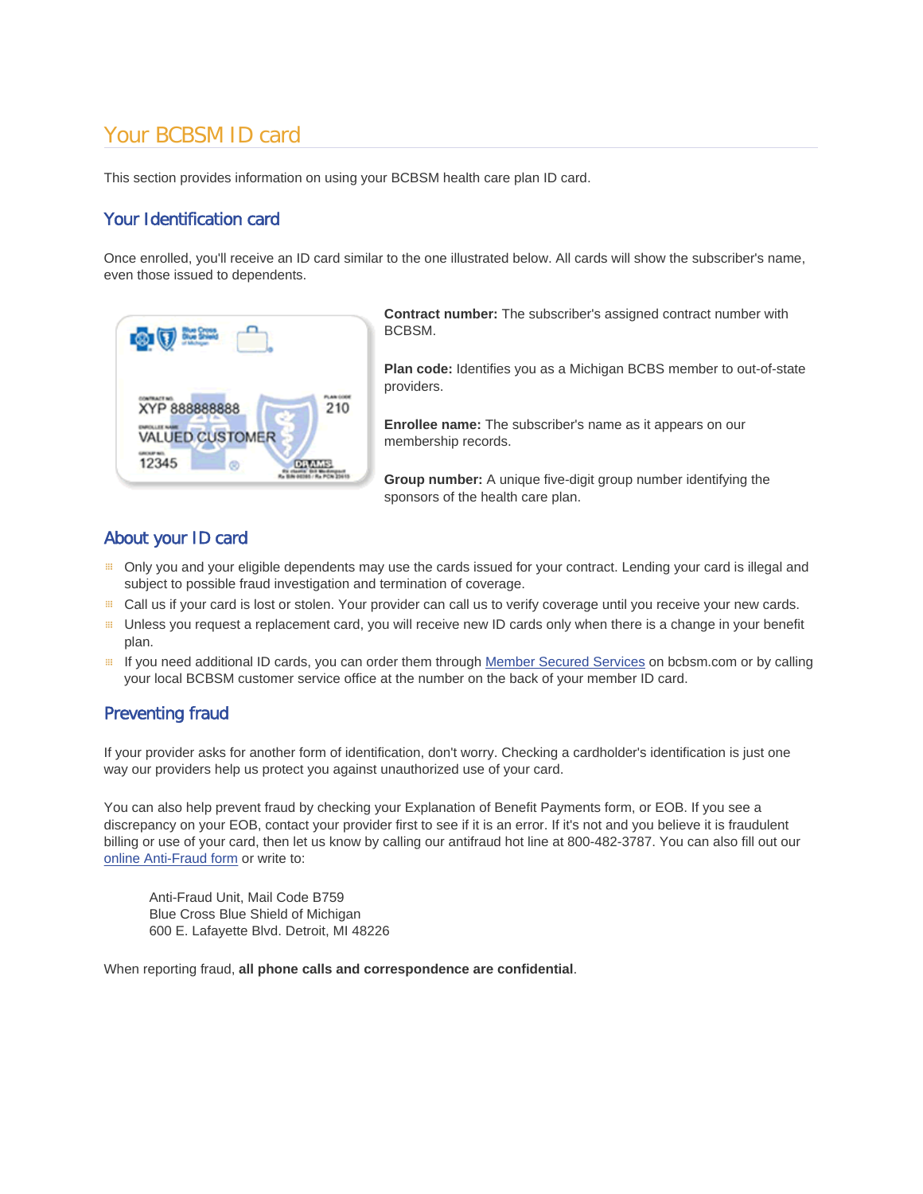# Your BCBSM ID card

This section provides information on using your BCBSM health care plan ID card.

## Your Identification card

Once enrolled, you'll receive an ID card similar to the one illustrated below. All cards will show the subscriber's name, even those issued to dependents.

**Contract number:** The subscriber's assigned contract number with BCBSM.

**Plan code:** Identifies you as a Michigan BCBS member to out-of-state providers.

**Enrollee name:** The subscriber's name as it appears on our membership records.

**Group number:** A unique five-digit group number identifying the sponsors of the health care plan.

## About your ID card

- Only you and your eligible dependents may use the cards issued for your contract. Lending your card is illegal and subject to possible fraud investigation and termination of coverage.
- Call us if your card is lost or stolen. Your provider can call us to verify coverage until you receive your new cards.
- Unless you request a replacement card, you will receive new ID cards only when there is a change in your benefit plan.
- If you need additional ID cards, you can order them through Member Secured Services on bcbsm.com or by calling your local BCBSM customer service office at the number on the back of your member ID card.

## Preventing fraud

If your provider asks for another form of identification, don't worry. Checking a cardholder's identification is just one way our providers help us protect you against unauthorized use of your card.

You can also help prevent fraud by checking your Explanation of Benefit Payments form, or EOB. If you see a discrepancy on your EOB, contact your provider first to see if it is an error. If it's not and you believe it is fraudulent billing or use of your card, then let us know by calling our antifraud hot line at 800-482-3787. You can also fill out our online Anti-Fraud form or write to:

> Anti-Fraud Unit, Mail Code B759
> Blue Cross Blue Shield of Michigan
> 600 E. Lafayette Blvd. Detroit, MI 48226

When reporting fraud, **all phone calls and correspondence are confidential**.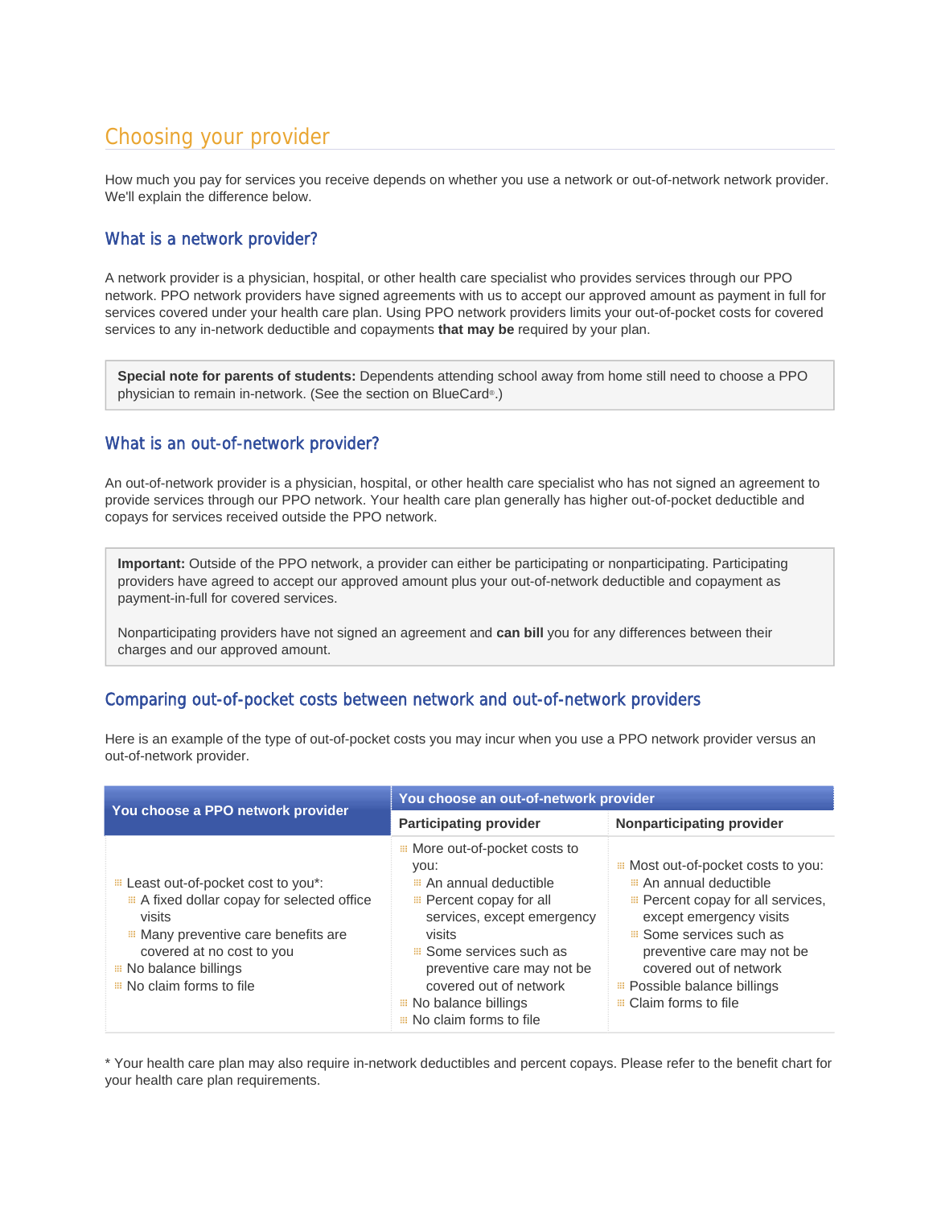## Choosing your provider

How much you pay for services you receive depends on whether you use a network or out-of-network network provider. We'll explain the difference below.

### What is a network provider?

A network provider is a physician, hospital, or other health care specialist who provides services through our PPO network. PPO network providers have signed agreements with us to accept our approved amount as payment in full for services covered under your health care plan. Using PPO network providers limits your out-of-pocket costs for covered services to any in-network deductible and copayments **that may be** required by your plan.

> **Special note for parents of students:** Dependents attending school away from home still need to choose a PPO physician to remain in-network. (See the section on BlueCard®.)

### What is an out-of-network provider?

An out-of-network provider is a physician, hospital, or other health care specialist who has not signed an agreement to provide services through our PPO network. Your health care plan generally has higher out-of-pocket deductible and copays for services received outside the PPO network.

> **Important:** Outside of the PPO network, a provider can either be participating or nonparticipating. Participating providers have agreed to accept our approved amount plus your out-of-network deductible and copayment as payment-in-full for covered services.
>
> Nonparticipating providers have not signed an agreement and **can bill** you for any differences between their charges and our approved amount.

### Comparing out-of-pocket costs between network and out-of-network providers

Here is an example of the type of out-of-pocket costs you may incur when you use a PPO network provider versus an out-of-network provider.

| You choose a PPO network provider | You choose an out-of-network provider | |
|---|---|---|
| | Participating provider | Nonparticipating provider |
| - Least out-of-pocket cost to you*:<br>  - A fixed dollar copay for selected office visits<br>  - Many preventive care benefits are covered at no cost to you<br>- No balance billings<br>- No claim forms to file | - More out-of-pocket costs to you:<br>  - An annual deductible<br>  - Percent copay for all services, except emergency visits<br>  - Some services such as preventive care may not be covered out of network<br>- No balance billings<br>- No claim forms to file | - Most out-of-pocket costs to you:<br>  - An annual deductible<br>  - Percent copay for all services, except emergency visits<br>  - Some services such as preventive care may not be covered out of network<br>- Possible balance billings<br>- Claim forms to file |

* Your health care plan may also require in-network deductibles and percent copays. Please refer to the benefit chart for your health care plan requirements.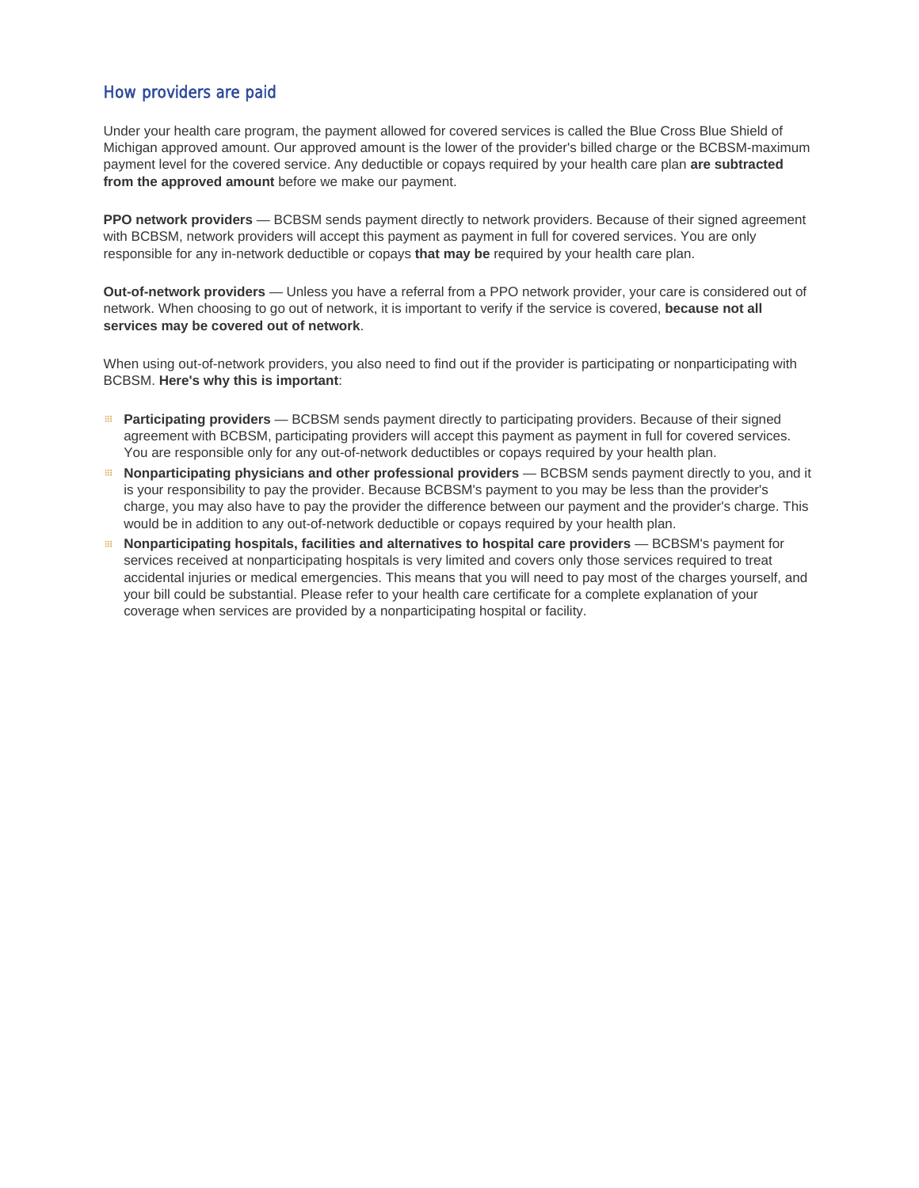## How providers are paid

Under your health care program, the payment allowed for covered services is called the Blue Cross Blue Shield of Michigan approved amount. Our approved amount is the lower of the provider's billed charge or the BCBSM-maximum payment level for the covered service. Any deductible or copays required by your health care plan **are subtracted from the approved amount** before we make our payment.

**PPO network providers** — BCBSM sends payment directly to network providers. Because of their signed agreement with BCBSM, network providers will accept this payment as payment in full for covered services. You are only responsible for any in-network deductible or copays **that may be** required by your health care plan.

**Out-of-network providers** — Unless you have a referral from a PPO network provider, your care is considered out of network. When choosing to go out of network, it is important to verify if the service is covered, **because not all services may be covered out of network**.

When using out-of-network providers, you also need to find out if the provider is participating or nonparticipating with BCBSM. **Here's why this is important**:

- **Participating providers** — BCBSM sends payment directly to participating providers. Because of their signed agreement with BCBSM, participating providers will accept this payment as payment in full for covered services. You are responsible only for any out-of-network deductibles or copays required by your health plan.
- **Nonparticipating physicians and other professional providers** — BCBSM sends payment directly to you, and it is your responsibility to pay the provider. Because BCBSM's payment to you may be less than the provider's charge, you may also have to pay the provider the difference between our payment and the provider's charge. This would be in addition to any out-of-network deductible or copays required by your health plan.
- **Nonparticipating hospitals, facilities and alternatives to hospital care providers** — BCBSM's payment for services received at nonparticipating hospitals is very limited and covers only those services required to treat accidental injuries or medical emergencies. This means that you will need to pay most of the charges yourself, and your bill could be substantial. Please refer to your health care certificate for a complete explanation of your coverage when services are provided by a nonparticipating hospital or facility.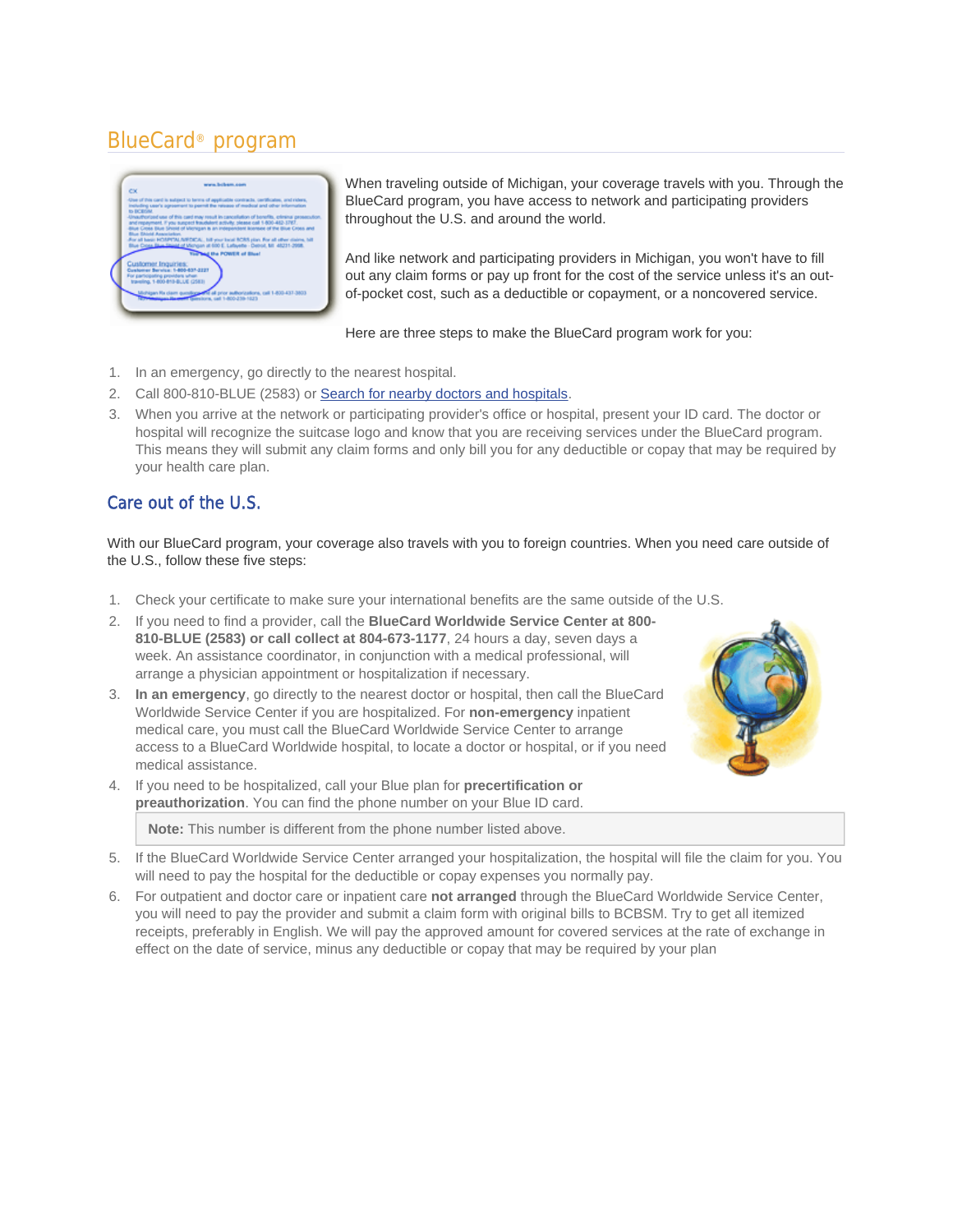## BlueCard® program

When traveling outside of Michigan, your coverage travels with you. Through the BlueCard program, you have access to network and participating providers throughout the U.S. and around the world.

And like network and participating providers in Michigan, you won't have to fill out any claim forms or pay up front for the cost of the service unless it's an out-of-pocket cost, such as a deductible or copayment, or a noncovered service.

Here are three steps to make the BlueCard program work for you:

1. In an emergency, go directly to the nearest hospital.
2. Call 800-810-BLUE (2583) or Search for nearby doctors and hospitals.
3. When you arrive at the network or participating provider's office or hospital, present your ID card. The doctor or hospital will recognize the suitcase logo and know that you are receiving services under the BlueCard program. This means they will submit any claim forms and only bill you for any deductible or copay that may be required by your health care plan.

### Care out of the U.S.

With our BlueCard program, your coverage also travels with you to foreign countries. When you need care outside of the U.S., follow these five steps:

1. Check your certificate to make sure your international benefits are the same outside of the U.S.
2. If you need to find a provider, call the **BlueCard Worldwide Service Center at 800-810-BLUE (2583) or call collect at 804-673-1177**, 24 hours a day, seven days a week. An assistance coordinator, in conjunction with a medical professional, will arrange a physician appointment or hospitalization if necessary.
3. **In an emergency**, go directly to the nearest doctor or hospital, then call the BlueCard Worldwide Service Center if you are hospitalized. For **non-emergency** inpatient medical care, you must call the BlueCard Worldwide Service Center to arrange access to a BlueCard Worldwide hospital, to locate a doctor or hospital, or if you need medical assistance.
4. If you need to be hospitalized, call your Blue plan for **precertification or preauthorization**. You can find the phone number on your Blue ID card.

   **Note:** This number is different from the phone number listed above.

5. If the BlueCard Worldwide Service Center arranged your hospitalization, the hospital will file the claim for you. You will need to pay the hospital for the deductible or copay expenses you normally pay.
6. For outpatient and doctor care or inpatient care **not arranged** through the BlueCard Worldwide Service Center, you will need to pay the provider and submit a claim form with original bills to BCBSM. Try to get all itemized receipts, preferably in English. We will pay the approved amount for covered services at the rate of exchange in effect on the date of service, minus any deductible or copay that may be required by your plan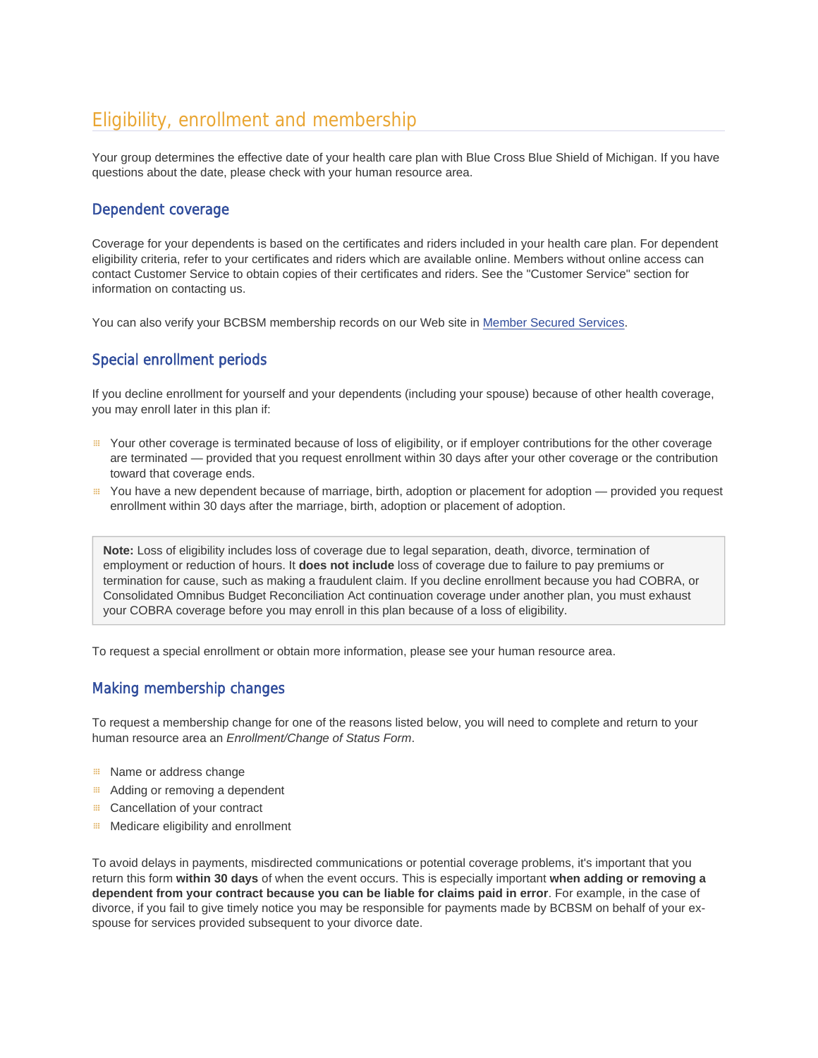# Eligibility, enrollment and membership

Your group determines the effective date of your health care plan with Blue Cross Blue Shield of Michigan. If you have questions about the date, please check with your human resource area.

## Dependent coverage

Coverage for your dependents is based on the certificates and riders included in your health care plan. For dependent eligibility criteria, refer to your certificates and riders which are available online. Members without online access can contact Customer Service to obtain copies of their certificates and riders. See the "Customer Service" section for information on contacting us.

You can also verify your BCBSM membership records on our Web site in Member Secured Services.

## Special enrollment periods

If you decline enrollment for yourself and your dependents (including your spouse) because of other health coverage, you may enroll later in this plan if:

- Your other coverage is terminated because of loss of eligibility, or if employer contributions for the other coverage are terminated — provided that you request enrollment within 30 days after your other coverage or the contribution toward that coverage ends.
- You have a new dependent because of marriage, birth, adoption or placement for adoption — provided you request enrollment within 30 days after the marriage, birth, adoption or placement of adoption.

> **Note:** Loss of eligibility includes loss of coverage due to legal separation, death, divorce, termination of employment or reduction of hours. It **does not include** loss of coverage due to failure to pay premiums or termination for cause, such as making a fraudulent claim. If you decline enrollment because you had COBRA, or Consolidated Omnibus Budget Reconciliation Act continuation coverage under another plan, you must exhaust your COBRA coverage before you may enroll in this plan because of a loss of eligibility.

To request a special enrollment or obtain more information, please see your human resource area.

## Making membership changes

To request a membership change for one of the reasons listed below, you will need to complete and return to your human resource area an *Enrollment/Change of Status Form*.

- Name or address change
- Adding or removing a dependent
- Cancellation of your contract
- Medicare eligibility and enrollment

To avoid delays in payments, misdirected communications or potential coverage problems, it's important that you return this form **within 30 days** of when the event occurs. This is especially important **when adding or removing a dependent from your contract because you can be liable for claims paid in error**. For example, in the case of divorce, if you fail to give timely notice you may be responsible for payments made by BCBSM on behalf of your ex-spouse for services provided subsequent to your divorce date.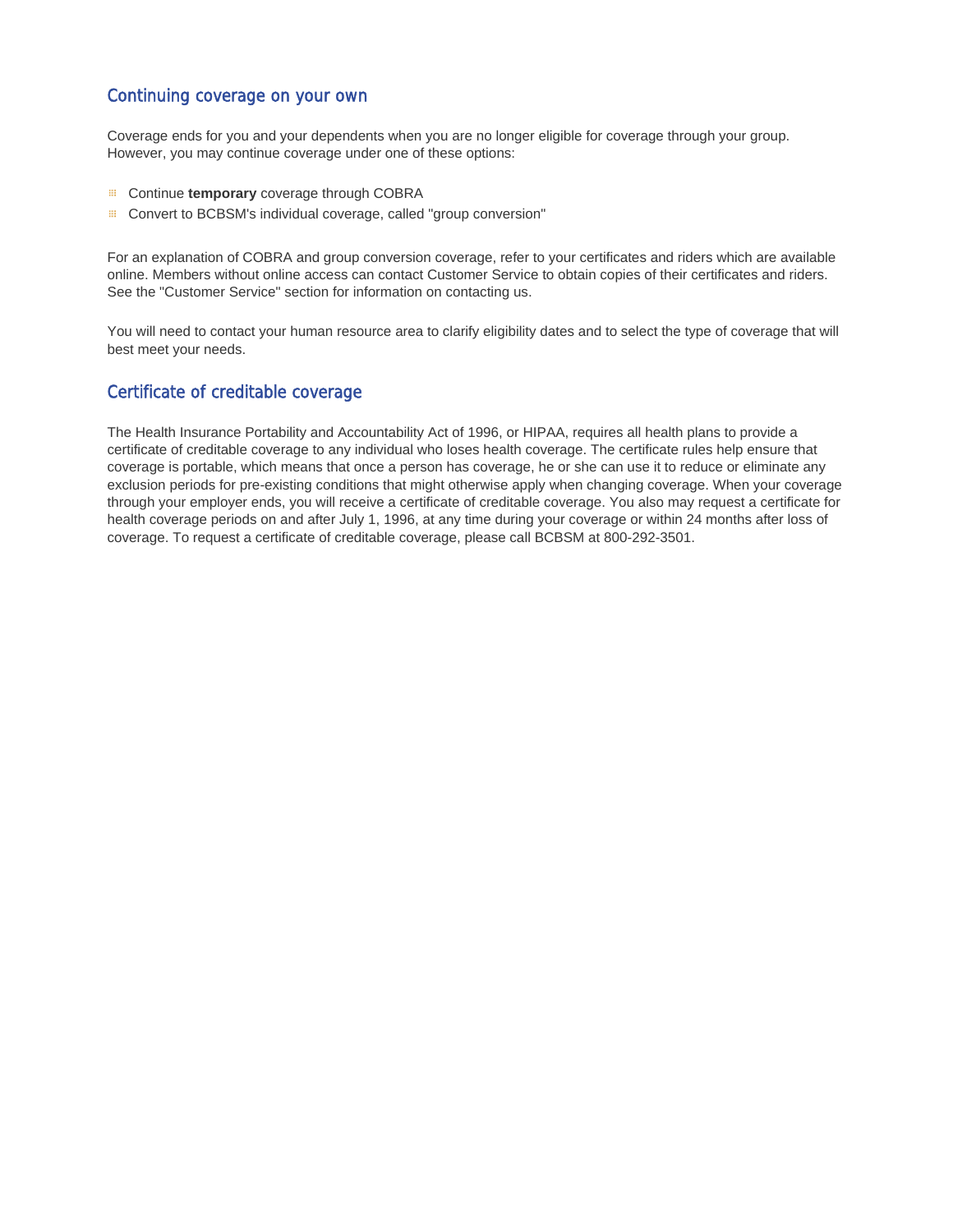## Continuing coverage on your own

Coverage ends for you and your dependents when you are no longer eligible for coverage through your group. However, you may continue coverage under one of these options:

- Continue **temporary** coverage through COBRA
- Convert to BCBSM's individual coverage, called "group conversion"

For an explanation of COBRA and group conversion coverage, refer to your certificates and riders which are available online. Members without online access can contact Customer Service to obtain copies of their certificates and riders. See the "Customer Service" section for information on contacting us.

You will need to contact your human resource area to clarify eligibility dates and to select the type of coverage that will best meet your needs.

## Certificate of creditable coverage

The Health Insurance Portability and Accountability Act of 1996, or HIPAA, requires all health plans to provide a certificate of creditable coverage to any individual who loses health coverage. The certificate rules help ensure that coverage is portable, which means that once a person has coverage, he or she can use it to reduce or eliminate any exclusion periods for pre-existing conditions that might otherwise apply when changing coverage. When your coverage through your employer ends, you will receive a certificate of creditable coverage. You also may request a certificate for health coverage periods on and after July 1, 1996, at any time during your coverage or within 24 months after loss of coverage. To request a certificate of creditable coverage, please call BCBSM at 800-292-3501.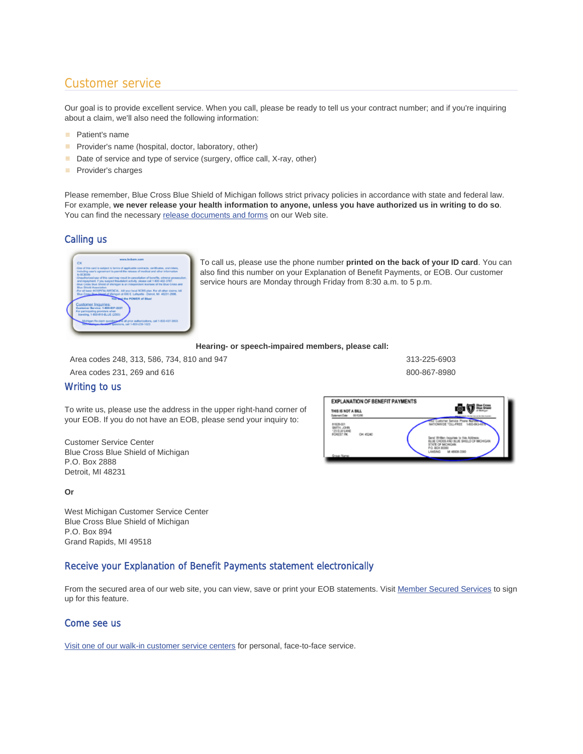## Customer service

Our goal is to provide excellent service. When you call, please be ready to tell us your contract number; and if you're inquiring about a claim, we'll also need the following information:

- Patient's name
- Provider's name (hospital, doctor, laboratory, other)
- Date of service and type of service (surgery, office call, X-ray, other)
- Provider's charges

Please remember, Blue Cross Blue Shield of Michigan follows strict privacy policies in accordance with state and federal law. For example, **we never release your health information to anyone, unless you have authorized us in writing to do so**. You can find the necessary release documents and forms on our Web site.

### Calling us

To call us, please use the phone number **printed on the back of your ID card**. You can also find this number on your Explanation of Benefit Payments, or EOB. Our customer service hours are Monday through Friday from 8:30 a.m. to 5 p.m.

**Hearing- or speech-impaired members, please call:**

| | |
|---|---|
| Area codes 248, 313, 586, 734, 810 and 947 | 313-225-6903 |
| Area codes 231, 269 and 616 | 800-867-8980 |

### Writing to us

To write us, please use the address in the upper right-hand corner of your EOB. If you do not have an EOB, please send your inquiry to:

Customer Service Center
Blue Cross Blue Shield of Michigan
P.O. Box 2888
Detroit, MI 48231

**Or**

West Michigan Customer Service Center
Blue Cross Blue Shield of Michigan
P.O. Box 894
Grand Rapids, MI 49518

### Receive your Explanation of Benefit Payments statement electronically

From the secured area of our web site, you can view, save or print your EOB statements. Visit Member Secured Services to sign up for this feature.

### Come see us

Visit one of our walk-in customer service centers for personal, face-to-face service.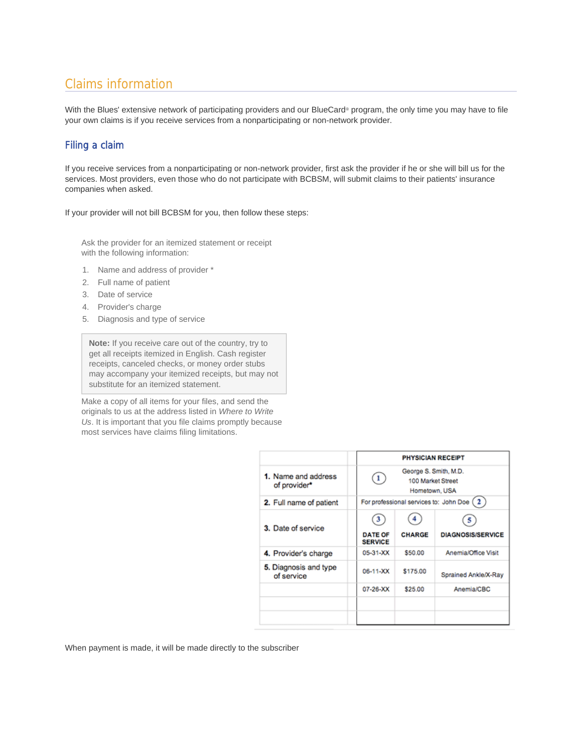## Claims information

With the Blues' extensive network of participating providers and our BlueCard® program, the only time you may have to file your own claims is if you receive services from a nonparticipating or non-network provider.

### Filing a claim

If you receive services from a nonparticipating or non-network provider, first ask the provider if he or she will bill us for the services. Most providers, even those who do not participate with BCBSM, will submit claims to their patients' insurance companies when asked.

If your provider will not bill BCBSM for you, then follow these steps:

Ask the provider for an itemized statement or receipt with the following information:

1. Name and address of provider *
2. Full name of patient
3. Date of service
4. Provider's charge
5. Diagnosis and type of service

> **Note:** If you receive care out of the country, try to get all receipts itemized in English. Cash register receipts, canceled checks, or money order stubs may accompany your itemized receipts, but may not substitute for an itemized statement.

Make a copy of all items for your files, and send the originals to us at the address listed in *Where to Write Us*. It is important that you file claims promptly because most services have claims filing limitations.

| | PHYSICIAN RECEIPT | | |
|---|---|---|---|
| 1. Name and address of provider* | (1) George S. Smith, M.D. 100 Market Street Hometown, USA | | |
| 2. Full name of patient | For professional services to: John Doe (2) | | |
| 3. Date of service | (3) DATE OF SERVICE | (4) CHARGE | (5) DIAGNOSIS/SERVICE |
| 4. Provider's charge | 05-31-XX | $50.00 | Anemia/Office Visit |
| 5. Diagnosis and type of service | 06-11-XX | $175.00 | Sprained Ankle/X-Ray |
| | 07-26-XX | $25.00 | Anemia/CBC |
| | | | |
| | | | |

When payment is made, it will be made directly to the subscriber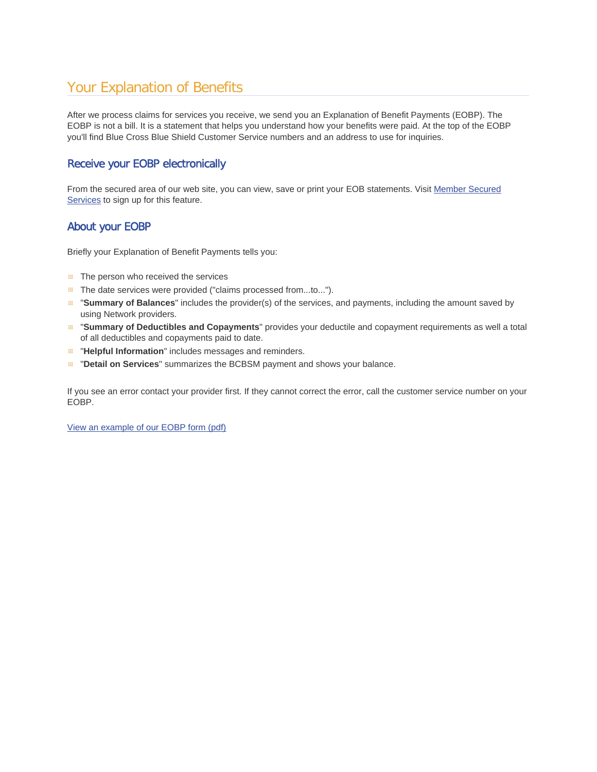# Your Explanation of Benefits

After we process claims for services you receive, we send you an Explanation of Benefit Payments (EOBP). The EOBP is not a bill. It is a statement that helps you understand how your benefits were paid. At the top of the EOBP you'll find Blue Cross Blue Shield Customer Service numbers and an address to use for inquiries.

## Receive your EOBP electronically

From the secured area of our web site, you can view, save or print your EOB statements. Visit Member Secured Services to sign up for this feature.

## About your EOBP

Briefly your Explanation of Benefit Payments tells you:

- The person who received the services
- The date services were provided ("claims processed from...to...").
- "**Summary of Balances**" includes the provider(s) of the services, and payments, including the amount saved by using Network providers.
- "**Summary of Deductibles and Copayments**" provides your deductile and copayment requirements as well a total of all deductibles and copayments paid to date.
- "**Helpful Information**" includes messages and reminders.
- "**Detail on Services**" summarizes the BCBSM payment and shows your balance.

If you see an error contact your provider first. If they cannot correct the error, call the customer service number on your EOBP.

View an example of our EOBP form (pdf)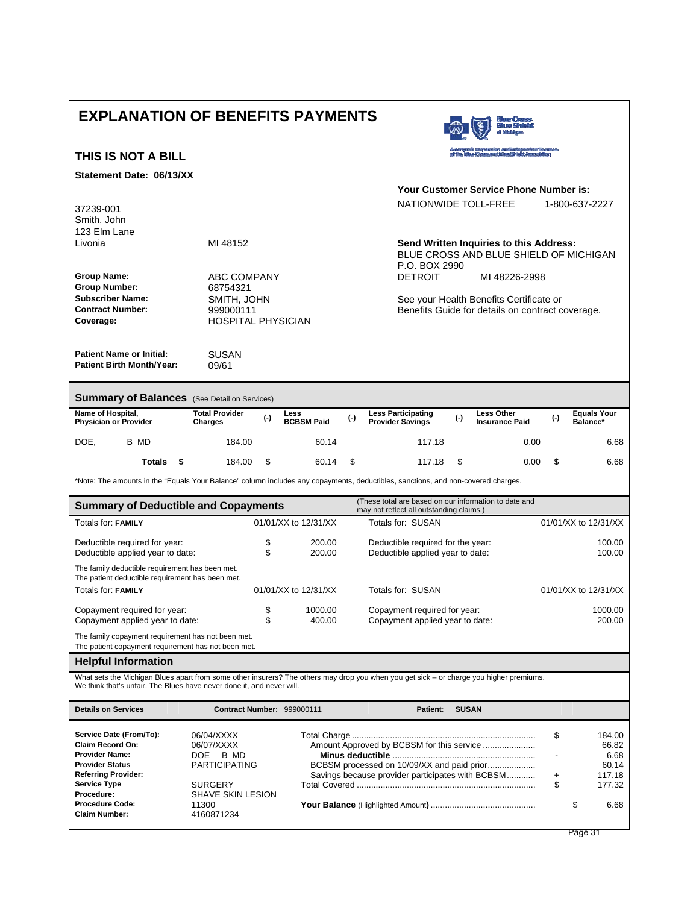# EXPLANATION OF BENEFITS PAYMENTS

**THIS IS NOT A BILL**

**Statement Date: 06/13/XX**

**Your Customer Service Phone Number is:**
NATIONWIDE TOLL-FREE 1-800-637-2227

37239-001
Smith, John
123 Elm Lane
Livonia MI 48152

**Send Written Inquiries to this Address:**
BLUE CROSS AND BLUE SHIELD OF MICHIGAN
P.O. BOX 2990
DETROIT MI 48226-2998

See your Health Benefits Certificate or Benefits Guide for details on contract coverage.

**Group Name:** ABC COMPANY
**Group Number:** 68754321
**Subscriber Name:** SMITH, JOHN
**Contract Number:** 999000111
**Coverage:** HOSPITAL PHYSICIAN

**Patient Name or Initial:** SUSAN
**Patient Birth Month/Year:** 09/61

## Summary of Balances (See Detail on Services)

| Name of Hospital, Physician or Provider | Total Provider Charges | (-) | Less BCBSM Paid | (-) | Less Participating Provider Savings | (-) | Less Other Insurance Paid | (-) | Equals Your Balance* |
|---|---|---|---|---|---|---|---|---|---|
| DOE, B MD | 184.00 | | 60.14 | | 117.18 | | 0.00 | | 6.68 |
| **Totals** | $ 184.00 | | $ 60.14 | | $ 117.18 | | $ 0.00 | | $ 6.68 |

*Note: The amounts in the "Equals Your Balance" column includes any copayments, deductibles, sanctions, and non-covered charges.

## Summary of Deductible and Copayments

(These total are based on our information to date and may not reflect all outstanding claims.)

| Totals for: **FAMILY** | 01/01/XX to 12/31/XX | Totals for: SUSAN | 01/01/XX to 12/31/XX |
|---|---|---|---|
| Deductible required for year: | $ 200.00 | Deductible required for the year: | 100.00 |
| Deductible applied year to date: | $ 200.00 | Deductible applied year to date: | 100.00 |

The family deductible requirement has been met.
The patient deductible requirement has been met.

| Totals for: **FAMILY** | 01/01/XX to 12/31/XX | Totals for: SUSAN | 01/01/XX to 12/31/XX |
|---|---|---|---|
| Copayment required for year: | $ 1000.00 | Copayment required for year: | 1000.00 |
| Copayment applied year to date: | $ 400.00 | Copayment applied year to date: | 200.00 |

The family copayment requirement has not been met.
The patient copayment requirement has not been met.

## Helpful Information

What sets the Michigan Blues apart from some other insurers? The others may drop you when you get sick – or charge you higher premiums. We think that's unfair. The Blues have never done it, and never will.

**Details on Services** **Contract Number:** 999000111 **Patient:** **SUSAN**

| | | | | |
|---|---|---|---|---|
| **Service Date (From/To):** | 06/04/XXXX | Total Charge | $ | 184.00 |
| **Claim Record On:** | 06/07/XXXX | Amount Approved by BCBSM for this service | | 66.82 |
| **Provider Name:** | DOE B MD | **Minus deductible** | - | 6.68 |
| **Provider Status** | PARTICIPATING | BCBSM processed on 10/09/XX and paid prior | | 60.14 |
| **Referring Provider:** | | Savings because provider participates with BCBSM | + | 117.18 |
| **Service Type** | SURGERY | Total Covered | $ | 177.32 |
| **Procedure:** | SHAVE SKIN LESION | | | |
| **Procedure Code:** | 11300 | **Your Balance** (Highlighted Amount) | $ | 6.68 |
| **Claim Number:** | 4160871234 | | | |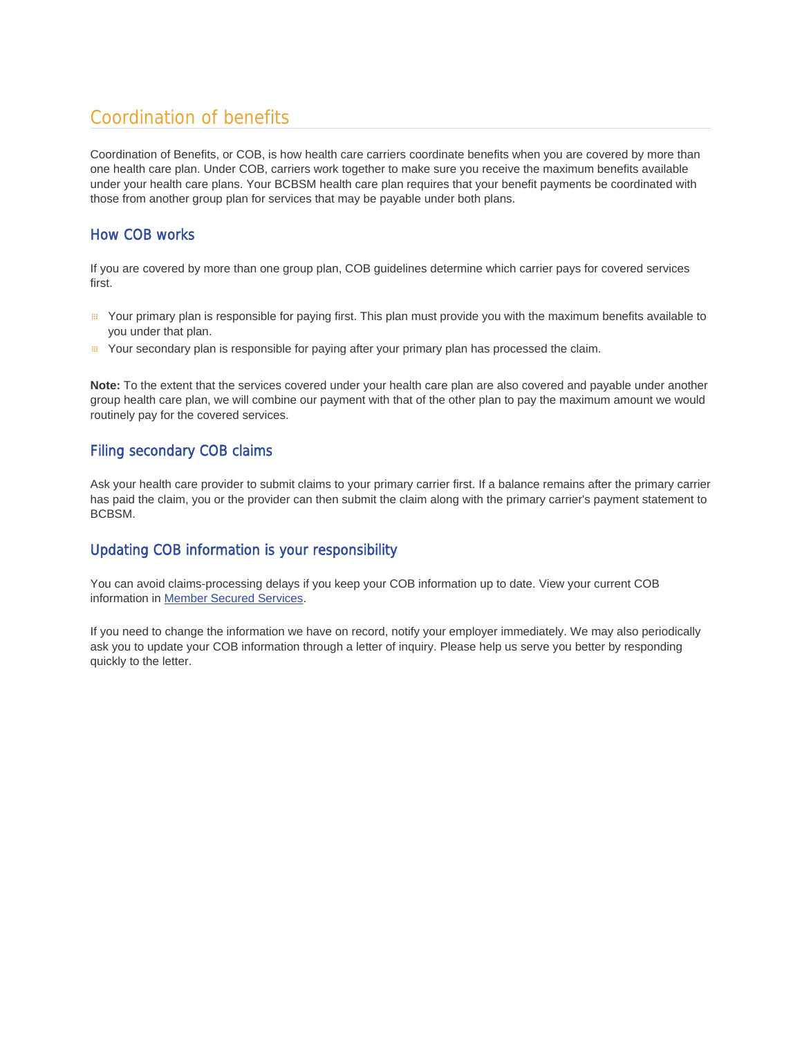# Coordination of benefits

Coordination of Benefits, or COB, is how health care carriers coordinate benefits when you are covered by more than one health care plan. Under COB, carriers work together to make sure you receive the maximum benefits available under your health care plans. Your BCBSM health care plan requires that your benefit payments be coordinated with those from another group plan for services that may be payable under both plans.

## How COB works

If you are covered by more than one group plan, COB guidelines determine which carrier pays for covered services first.

- Your primary plan is responsible for paying first. This plan must provide you with the maximum benefits available to you under that plan.
- Your secondary plan is responsible for paying after your primary plan has processed the claim.

**Note:** To the extent that the services covered under your health care plan are also covered and payable under another group health care plan, we will combine our payment with that of the other plan to pay the maximum amount we would routinely pay for the covered services.

## Filing secondary COB claims

Ask your health care provider to submit claims to your primary carrier first. If a balance remains after the primary carrier has paid the claim, you or the provider can then submit the claim along with the primary carrier's payment statement to BCBSM.

## Updating COB information is your responsibility

You can avoid claims-processing delays if you keep your COB information up to date. View your current COB information in Member Secured Services.

If you need to change the information we have on record, notify your employer immediately. We may also periodically ask you to update your COB information through a letter of inquiry. Please help us serve you better by responding quickly to the letter.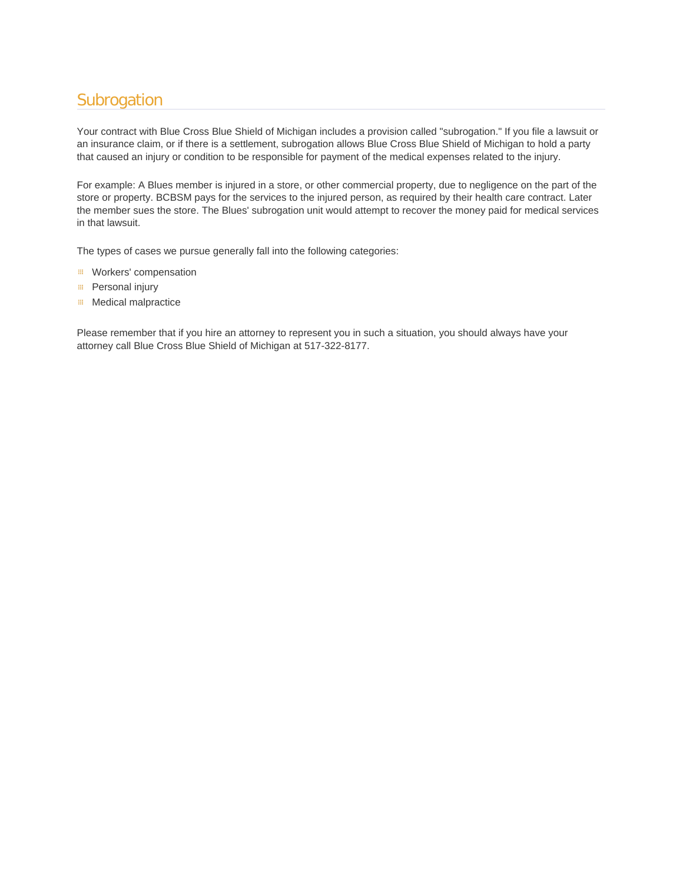## Subrogation

Your contract with Blue Cross Blue Shield of Michigan includes a provision called "subrogation." If you file a lawsuit or an insurance claim, or if there is a settlement, subrogation allows Blue Cross Blue Shield of Michigan to hold a party that caused an injury or condition to be responsible for payment of the medical expenses related to the injury.

For example: A Blues member is injured in a store, or other commercial property, due to negligence on the part of the store or property. BCBSM pays for the services to the injured person, as required by their health care contract. Later the member sues the store. The Blues' subrogation unit would attempt to recover the money paid for medical services in that lawsuit.

The types of cases we pursue generally fall into the following categories:

- Workers' compensation
- Personal injury
- Medical malpractice

Please remember that if you hire an attorney to represent you in such a situation, you should always have your attorney call Blue Cross Blue Shield of Michigan at 517-322-8177.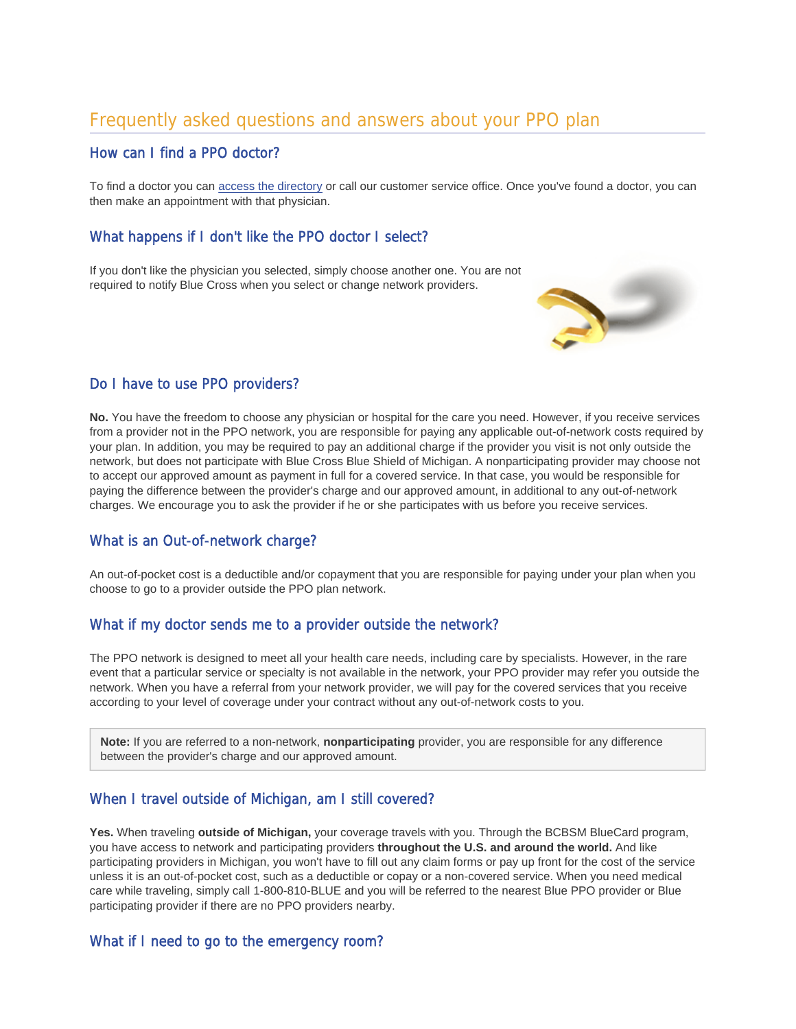# Frequently asked questions and answers about your PPO plan

## How can I find a PPO doctor?

To find a doctor you can access the directory or call our customer service office. Once you've found a doctor, you can then make an appointment with that physician.

## What happens if I don't like the PPO doctor I select?

If you don't like the physician you selected, simply choose another one. You are not required to notify Blue Cross when you select or change network providers.

## Do I have to use PPO providers?

**No.** You have the freedom to choose any physician or hospital for the care you need. However, if you receive services from a provider not in the PPO network, you are responsible for paying any applicable out-of-network costs required by your plan. In addition, you may be required to pay an additional charge if the provider you visit is not only outside the network, but does not participate with Blue Cross Blue Shield of Michigan. A nonparticipating provider may choose not to accept our approved amount as payment in full for a covered service. In that case, you would be responsible for paying the difference between the provider's charge and our approved amount, in additional to any out-of-network charges. We encourage you to ask the provider if he or she participates with us before you receive services.

## What is an Out-of-network charge?

An out-of-pocket cost is a deductible and/or copayment that you are responsible for paying under your plan when you choose to go to a provider outside the PPO plan network.

## What if my doctor sends me to a provider outside the network?

The PPO network is designed to meet all your health care needs, including care by specialists. However, in the rare event that a particular service or specialty is not available in the network, your PPO provider may refer you outside the network. When you have a referral from your network provider, we will pay for the covered services that you receive according to your level of coverage under your contract without any out-of-network costs to you.

> **Note:** If you are referred to a non-network, **nonparticipating** provider, you are responsible for any difference between the provider's charge and our approved amount.

## When I travel outside of Michigan, am I still covered?

**Yes.** When traveling **outside of Michigan,** your coverage travels with you. Through the BCBSM BlueCard program, you have access to network and participating providers **throughout the U.S. and around the world.** And like participating providers in Michigan, you won't have to fill out any claim forms or pay up front for the cost of the service unless it is an out-of-pocket cost, such as a deductible or copay or a non-covered service. When you need medical care while traveling, simply call 1-800-810-BLUE and you will be referred to the nearest Blue PPO provider or Blue participating provider if there are no PPO providers nearby.

## What if I need to go to the emergency room?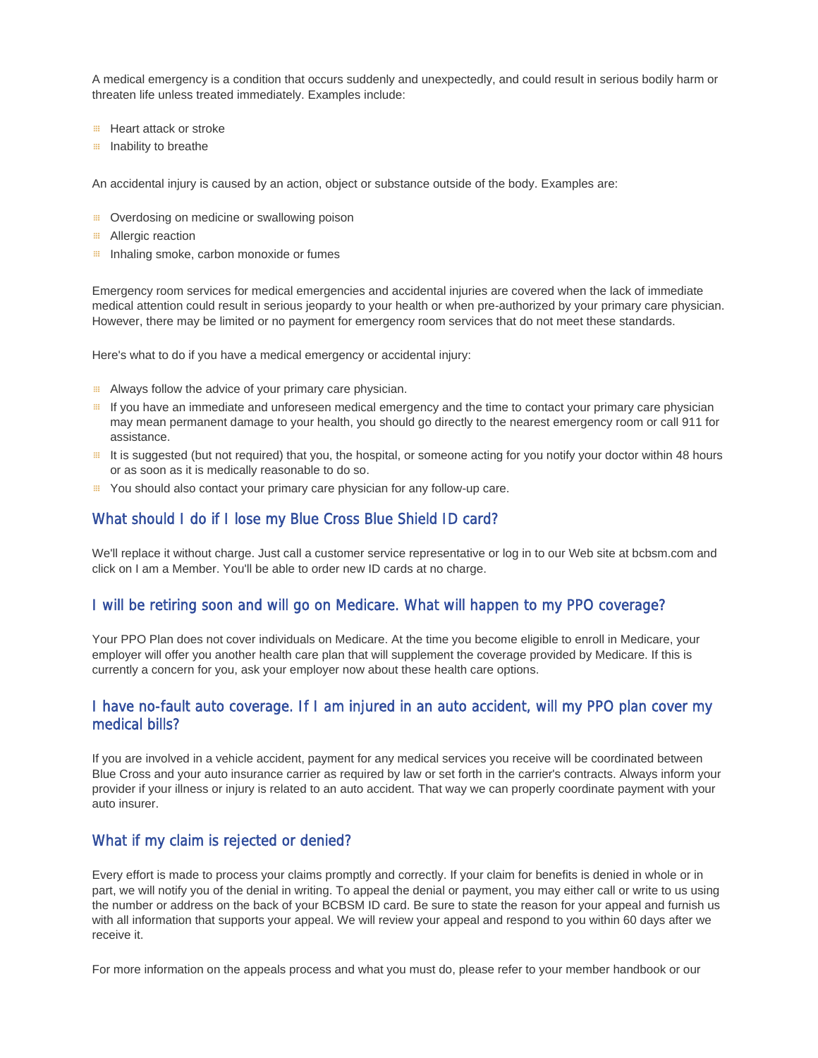A medical emergency is a condition that occurs suddenly and unexpectedly, and could result in serious bodily harm or threaten life unless treated immediately. Examples include:

- Heart attack or stroke
- Inability to breathe

An accidental injury is caused by an action, object or substance outside of the body. Examples are:

- Overdosing on medicine or swallowing poison
- Allergic reaction
- Inhaling smoke, carbon monoxide or fumes

Emergency room services for medical emergencies and accidental injuries are covered when the lack of immediate medical attention could result in serious jeopardy to your health or when pre-authorized by your primary care physician. However, there may be limited or no payment for emergency room services that do not meet these standards.

Here's what to do if you have a medical emergency or accidental injury:

- Always follow the advice of your primary care physician.
- If you have an immediate and unforeseen medical emergency and the time to contact your primary care physician may mean permanent damage to your health, you should go directly to the nearest emergency room or call 911 for assistance.
- It is suggested (but not required) that you, the hospital, or someone acting for you notify your doctor within 48 hours or as soon as it is medically reasonable to do so.
- You should also contact your primary care physician for any follow-up care.

## What should I do if I lose my Blue Cross Blue Shield ID card?

We'll replace it without charge. Just call a customer service representative or log in to our Web site at bcbsm.com and click on I am a Member. You'll be able to order new ID cards at no charge.

## I will be retiring soon and will go on Medicare. What will happen to my PPO coverage?

Your PPO Plan does not cover individuals on Medicare. At the time you become eligible to enroll in Medicare, your employer will offer you another health care plan that will supplement the coverage provided by Medicare. If this is currently a concern for you, ask your employer now about these health care options.

## I have no-fault auto coverage. If I am injured in an auto accident, will my PPO plan cover my medical bills?

If you are involved in a vehicle accident, payment for any medical services you receive will be coordinated between Blue Cross and your auto insurance carrier as required by law or set forth in the carrier's contracts. Always inform your provider if your illness or injury is related to an auto accident. That way we can properly coordinate payment with your auto insurer.

## What if my claim is rejected or denied?

Every effort is made to process your claims promptly and correctly. If your claim for benefits is denied in whole or in part, we will notify you of the denial in writing. To appeal the denial or payment, you may either call or write to us using the number or address on the back of your BCBSM ID card. Be sure to state the reason for your appeal and furnish us with all information that supports your appeal. We will review your appeal and respond to you within 60 days after we receive it.

For more information on the appeals process and what you must do, please refer to your member handbook or our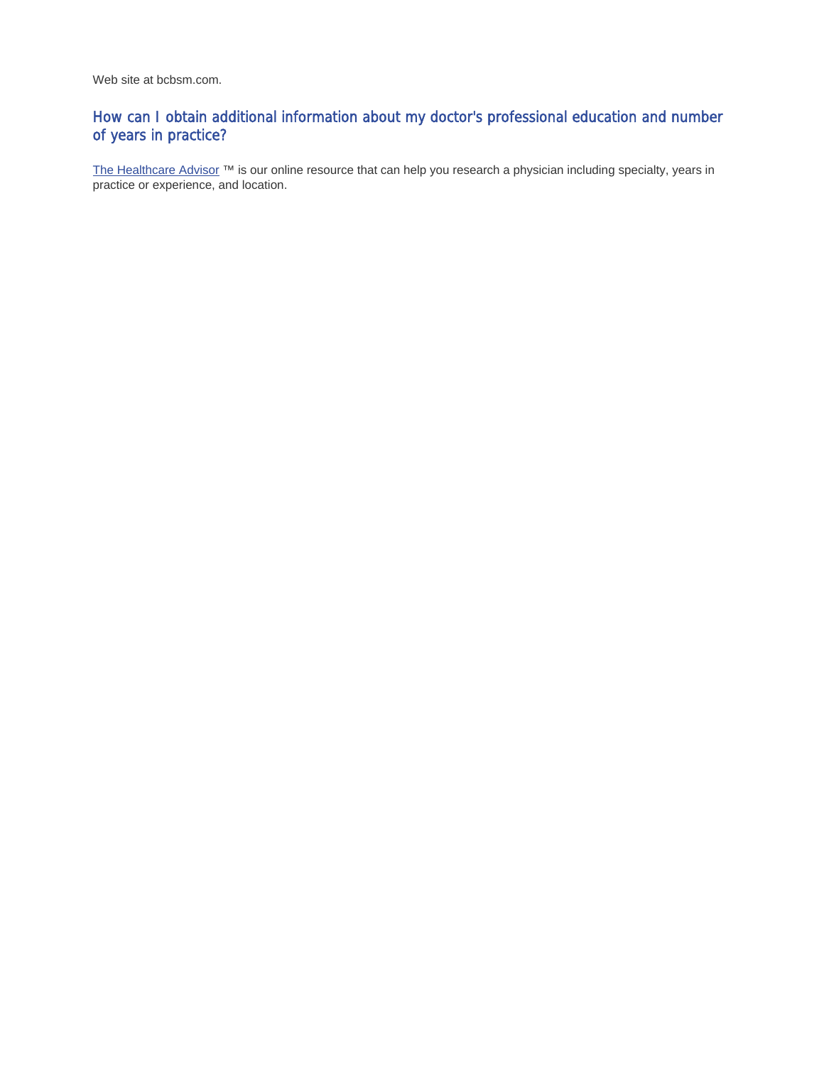Web site at bcbsm.com.

## How can I obtain additional information about my doctor's professional education and number of years in practice?

The Healthcare Advisor ™ is our online resource that can help you research a physician including specialty, years in practice or experience, and location.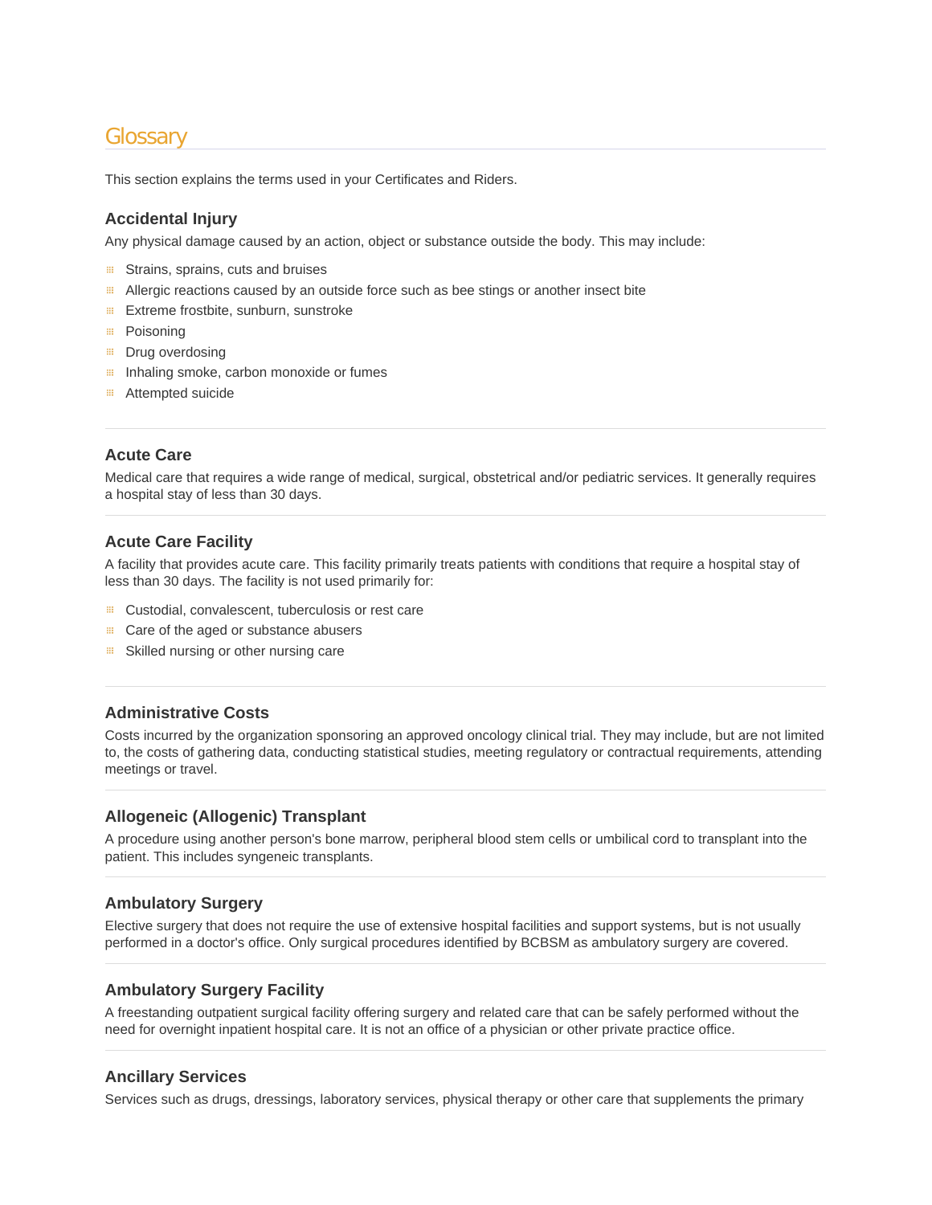# Glossary

This section explains the terms used in your Certificates and Riders.

### Accidental Injury

Any physical damage caused by an action, object or substance outside the body. This may include:

- Strains, sprains, cuts and bruises
- Allergic reactions caused by an outside force such as bee stings or another insect bite
- Extreme frostbite, sunburn, sunstroke
- Poisoning
- Drug overdosing
- Inhaling smoke, carbon monoxide or fumes
- Attempted suicide

### Acute Care

Medical care that requires a wide range of medical, surgical, obstetrical and/or pediatric services. It generally requires a hospital stay of less than 30 days.

### Acute Care Facility

A facility that provides acute care. This facility primarily treats patients with conditions that require a hospital stay of less than 30 days. The facility is not used primarily for:

- Custodial, convalescent, tuberculosis or rest care
- Care of the aged or substance abusers
- Skilled nursing or other nursing care

### Administrative Costs

Costs incurred by the organization sponsoring an approved oncology clinical trial. They may include, but are not limited to, the costs of gathering data, conducting statistical studies, meeting regulatory or contractual requirements, attending meetings or travel.

### Allogeneic (Allogenic) Transplant

A procedure using another person's bone marrow, peripheral blood stem cells or umbilical cord to transplant into the patient. This includes syngeneic transplants.

### Ambulatory Surgery

Elective surgery that does not require the use of extensive hospital facilities and support systems, but is not usually performed in a doctor's office. Only surgical procedures identified by BCBSM as ambulatory surgery are covered.

### Ambulatory Surgery Facility

A freestanding outpatient surgical facility offering surgery and related care that can be safely performed without the need for overnight inpatient hospital care. It is not an office of a physician or other private practice office.

### Ancillary Services

Services such as drugs, dressings, laboratory services, physical therapy or other care that supplements the primary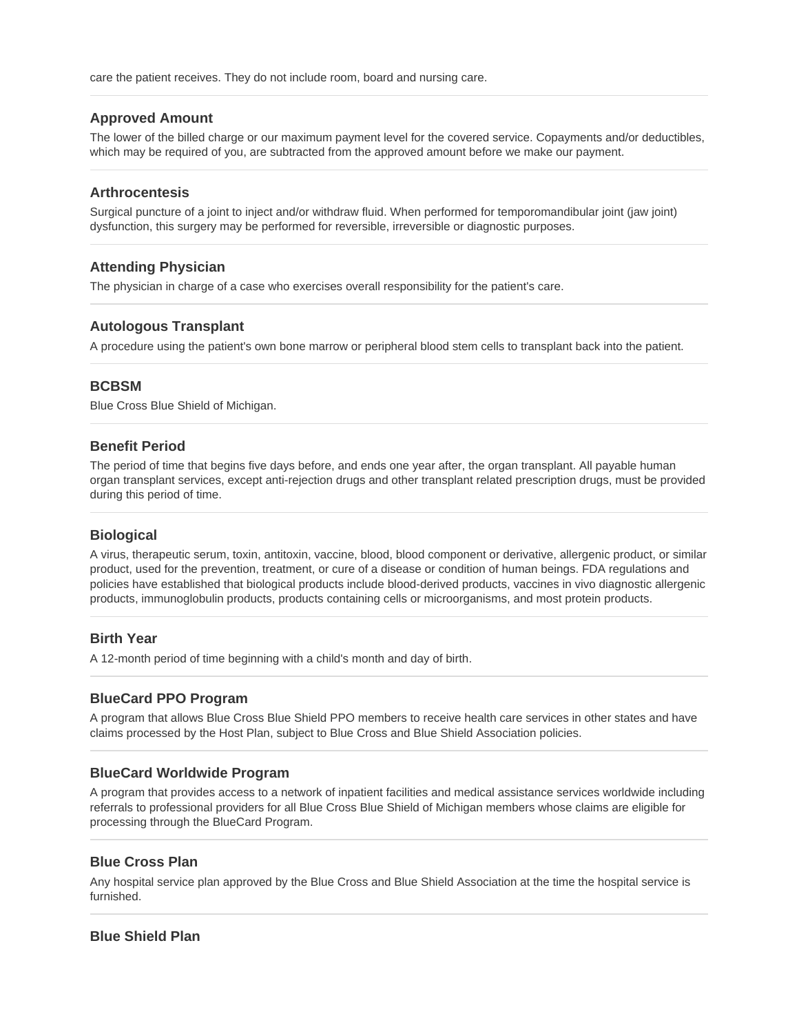care the patient receives. They do not include room, board and nursing care.

### Approved Amount

The lower of the billed charge or our maximum payment level for the covered service. Copayments and/or deductibles, which may be required of you, are subtracted from the approved amount before we make our payment.

### Arthrocentesis

Surgical puncture of a joint to inject and/or withdraw fluid. When performed for temporomandibular joint (jaw joint) dysfunction, this surgery may be performed for reversible, irreversible or diagnostic purposes.

### Attending Physician

The physician in charge of a case who exercises overall responsibility for the patient's care.

### Autologous Transplant

A procedure using the patient's own bone marrow or peripheral blood stem cells to transplant back into the patient.

### BCBSM

Blue Cross Blue Shield of Michigan.

### Benefit Period

The period of time that begins five days before, and ends one year after, the organ transplant. All payable human organ transplant services, except anti-rejection drugs and other transplant related prescription drugs, must be provided during this period of time.

### Biological

A virus, therapeutic serum, toxin, antitoxin, vaccine, blood, blood component or derivative, allergenic product, or similar product, used for the prevention, treatment, or cure of a disease or condition of human beings. FDA regulations and policies have established that biological products include blood-derived products, vaccines in vivo diagnostic allergenic products, immunoglobulin products, products containing cells or microorganisms, and most protein products.

### Birth Year

A 12-month period of time beginning with a child's month and day of birth.

### BlueCard PPO Program

A program that allows Blue Cross Blue Shield PPO members to receive health care services in other states and have claims processed by the Host Plan, subject to Blue Cross and Blue Shield Association policies.

### BlueCard Worldwide Program

A program that provides access to a network of inpatient facilities and medical assistance services worldwide including referrals to professional providers for all Blue Cross Blue Shield of Michigan members whose claims are eligible for processing through the BlueCard Program.

### Blue Cross Plan

Any hospital service plan approved by the Blue Cross and Blue Shield Association at the time the hospital service is furnished.

### Blue Shield Plan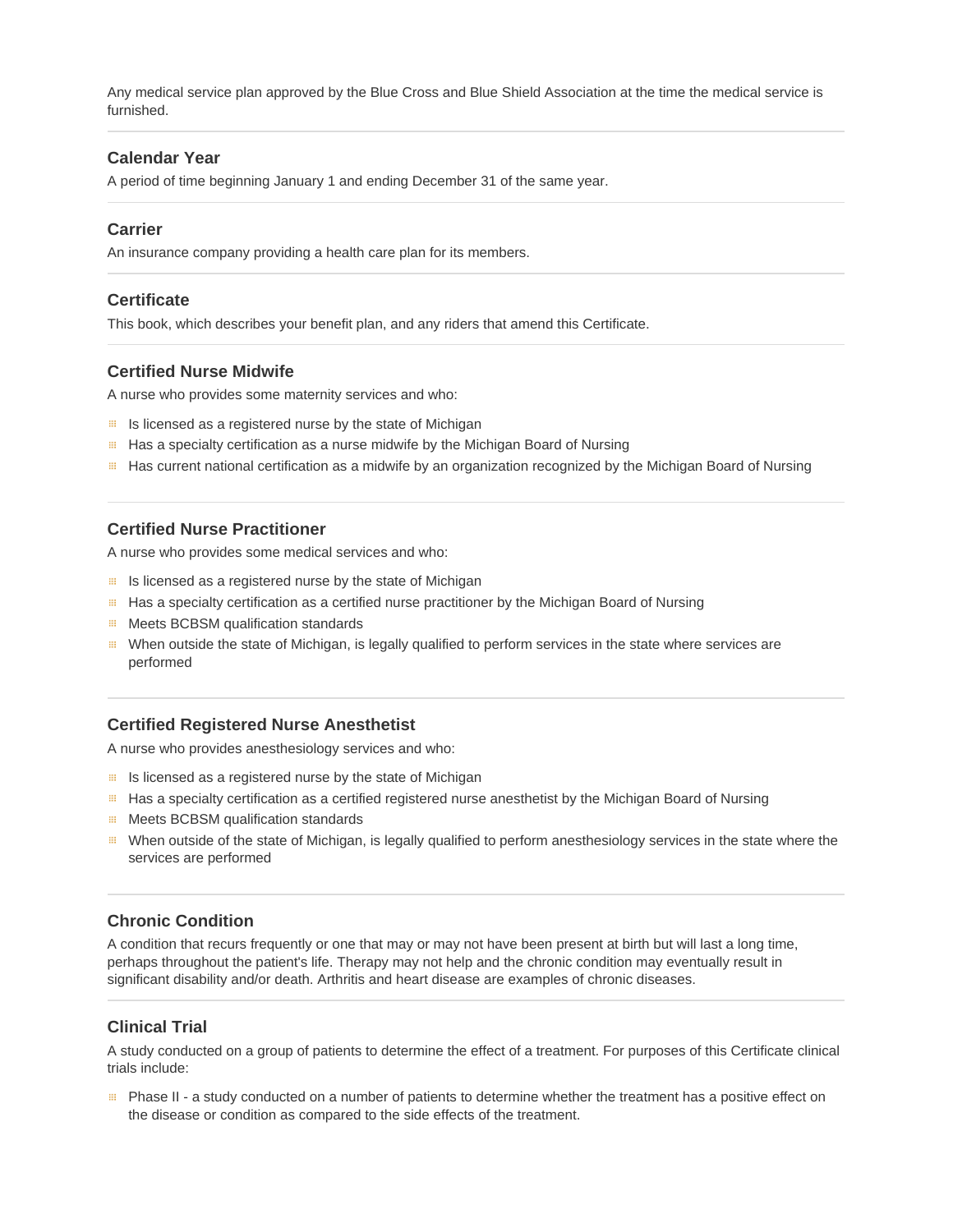Any medical service plan approved by the Blue Cross and Blue Shield Association at the time the medical service is furnished.

### Calendar Year

A period of time beginning January 1 and ending December 31 of the same year.

### Carrier

An insurance company providing a health care plan for its members.

### Certificate

This book, which describes your benefit plan, and any riders that amend this Certificate.

### Certified Nurse Midwife

A nurse who provides some maternity services and who:

- Is licensed as a registered nurse by the state of Michigan
- Has a specialty certification as a nurse midwife by the Michigan Board of Nursing
- Has current national certification as a midwife by an organization recognized by the Michigan Board of Nursing

### Certified Nurse Practitioner

A nurse who provides some medical services and who:

- Is licensed as a registered nurse by the state of Michigan
- Has a specialty certification as a certified nurse practitioner by the Michigan Board of Nursing
- Meets BCBSM qualification standards
- When outside the state of Michigan, is legally qualified to perform services in the state where services are performed

### Certified Registered Nurse Anesthetist

A nurse who provides anesthesiology services and who:

- Is licensed as a registered nurse by the state of Michigan
- Has a specialty certification as a certified registered nurse anesthetist by the Michigan Board of Nursing
- Meets BCBSM qualification standards
- When outside of the state of Michigan, is legally qualified to perform anesthesiology services in the state where the services are performed

### Chronic Condition

A condition that recurs frequently or one that may or may not have been present at birth but will last a long time, perhaps throughout the patient's life. Therapy may not help and the chronic condition may eventually result in significant disability and/or death. Arthritis and heart disease are examples of chronic diseases.

### Clinical Trial

A study conducted on a group of patients to determine the effect of a treatment. For purposes of this Certificate clinical trials include:

- Phase II - a study conducted on a number of patients to determine whether the treatment has a positive effect on the disease or condition as compared to the side effects of the treatment.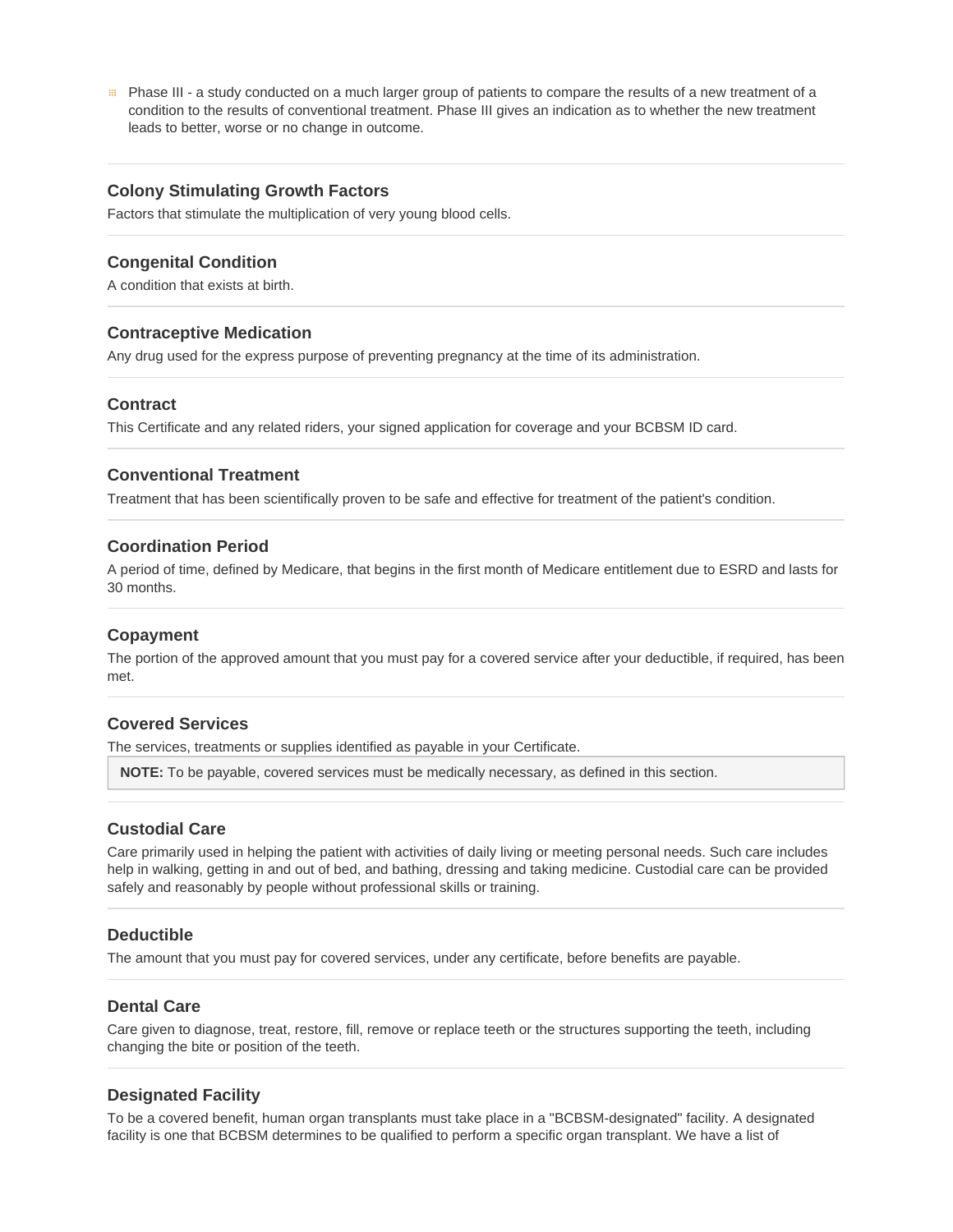- Phase III - a study conducted on a much larger group of patients to compare the results of a new treatment of a condition to the results of conventional treatment. Phase III gives an indication as to whether the new treatment leads to better, worse or no change in outcome.

### Colony Stimulating Growth Factors

Factors that stimulate the multiplication of very young blood cells.

### Congenital Condition

A condition that exists at birth.

### Contraceptive Medication

Any drug used for the express purpose of preventing pregnancy at the time of its administration.

### Contract

This Certificate and any related riders, your signed application for coverage and your BCBSM ID card.

### Conventional Treatment

Treatment that has been scientifically proven to be safe and effective for treatment of the patient's condition.

### Coordination Period

A period of time, defined by Medicare, that begins in the first month of Medicare entitlement due to ESRD and lasts for 30 months.

### Copayment

The portion of the approved amount that you must pay for a covered service after your deductible, if required, has been met.

### Covered Services

The services, treatments or supplies identified as payable in your Certificate.

> **NOTE:** To be payable, covered services must be medically necessary, as defined in this section.

### Custodial Care

Care primarily used in helping the patient with activities of daily living or meeting personal needs. Such care includes help in walking, getting in and out of bed, and bathing, dressing and taking medicine. Custodial care can be provided safely and reasonably by people without professional skills or training.

### Deductible

The amount that you must pay for covered services, under any certificate, before benefits are payable.

### Dental Care

Care given to diagnose, treat, restore, fill, remove or replace teeth or the structures supporting the teeth, including changing the bite or position of the teeth.

### Designated Facility

To be a covered benefit, human organ transplants must take place in a "BCBSM-designated" facility. A designated facility is one that BCBSM determines to be qualified to perform a specific organ transplant. We have a list of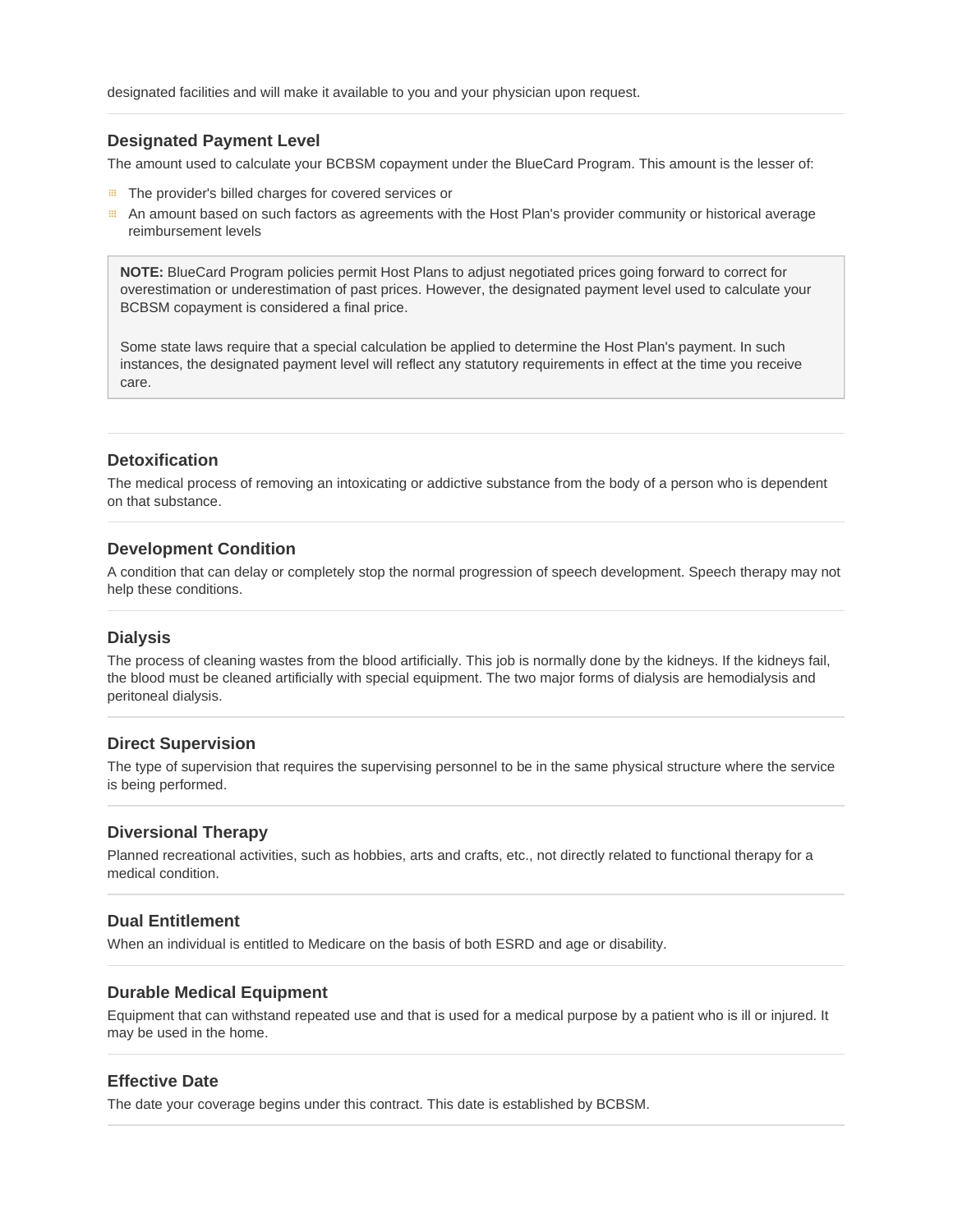designated facilities and will make it available to you and your physician upon request.

### Designated Payment Level

The amount used to calculate your BCBSM copayment under the BlueCard Program. This amount is the lesser of:

- The provider's billed charges for covered services or
- An amount based on such factors as agreements with the Host Plan's provider community or historical average reimbursement levels

> **NOTE:** BlueCard Program policies permit Host Plans to adjust negotiated prices going forward to correct for overestimation or underestimation of past prices. However, the designated payment level used to calculate your BCBSM copayment is considered a final price.
>
> Some state laws require that a special calculation be applied to determine the Host Plan's payment. In such instances, the designated payment level will reflect any statutory requirements in effect at the time you receive care.

### Detoxification

The medical process of removing an intoxicating or addictive substance from the body of a person who is dependent on that substance.

### Development Condition

A condition that can delay or completely stop the normal progression of speech development. Speech therapy may not help these conditions.

### Dialysis

The process of cleaning wastes from the blood artificially. This job is normally done by the kidneys. If the kidneys fail, the blood must be cleaned artificially with special equipment. The two major forms of dialysis are hemodialysis and peritoneal dialysis.

### Direct Supervision

The type of supervision that requires the supervising personnel to be in the same physical structure where the service is being performed.

### Diversional Therapy

Planned recreational activities, such as hobbies, arts and crafts, etc., not directly related to functional therapy for a medical condition.

### Dual Entitlement

When an individual is entitled to Medicare on the basis of both ESRD and age or disability.

### Durable Medical Equipment

Equipment that can withstand repeated use and that is used for a medical purpose by a patient who is ill or injured. It may be used in the home.

### Effective Date

The date your coverage begins under this contract. This date is established by BCBSM.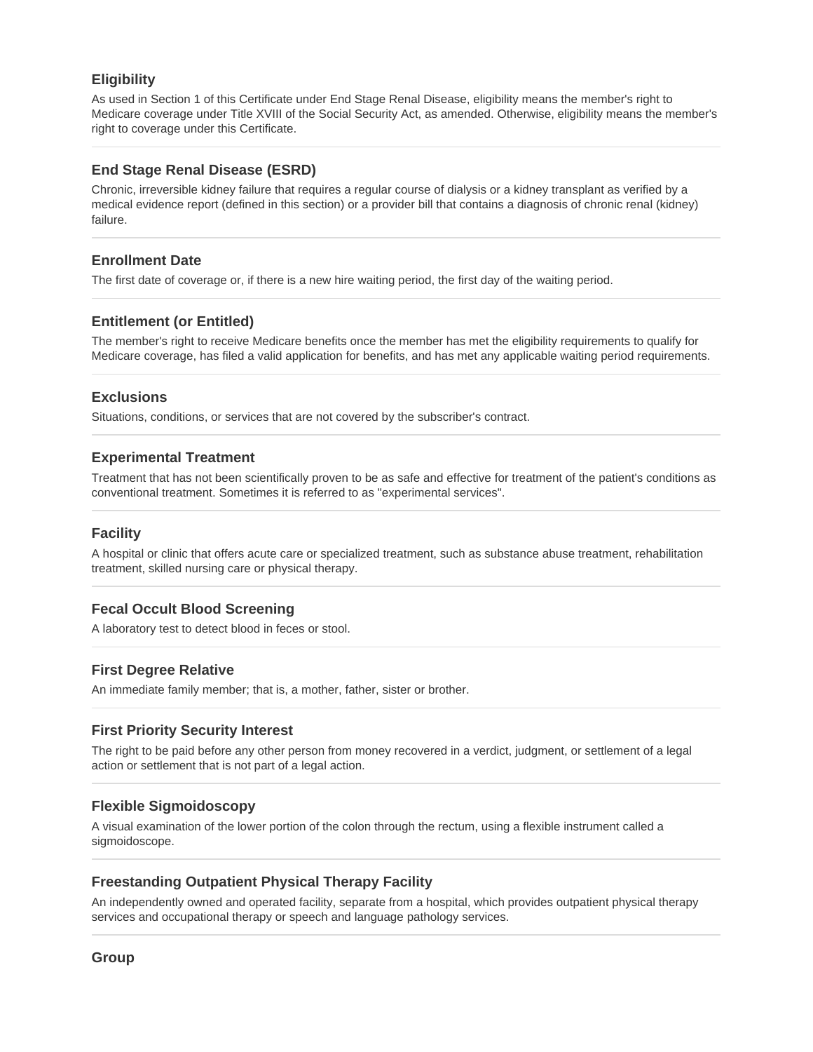### Eligibility

As used in Section 1 of this Certificate under End Stage Renal Disease, eligibility means the member's right to Medicare coverage under Title XVIII of the Social Security Act, as amended. Otherwise, eligibility means the member's right to coverage under this Certificate.

---

### End Stage Renal Disease (ESRD)

Chronic, irreversible kidney failure that requires a regular course of dialysis or a kidney transplant as verified by a medical evidence report (defined in this section) or a provider bill that contains a diagnosis of chronic renal (kidney) failure.

---

### Enrollment Date

The first date of coverage or, if there is a new hire waiting period, the first day of the waiting period.

---

### Entitlement (or Entitled)

The member's right to receive Medicare benefits once the member has met the eligibility requirements to qualify for Medicare coverage, has filed a valid application for benefits, and has met any applicable waiting period requirements.

---

### Exclusions

Situations, conditions, or services that are not covered by the subscriber's contract.

---

### Experimental Treatment

Treatment that has not been scientifically proven to be as safe and effective for treatment of the patient's conditions as conventional treatment. Sometimes it is referred to as "experimental services".

---

### Facility

A hospital or clinic that offers acute care or specialized treatment, such as substance abuse treatment, rehabilitation treatment, skilled nursing care or physical therapy.

---

### Fecal Occult Blood Screening

A laboratory test to detect blood in feces or stool.

---

### First Degree Relative

An immediate family member; that is, a mother, father, sister or brother.

---

### First Priority Security Interest

The right to be paid before any other person from money recovered in a verdict, judgment, or settlement of a legal action or settlement that is not part of a legal action.

---

### Flexible Sigmoidoscopy

A visual examination of the lower portion of the colon through the rectum, using a flexible instrument called a sigmoidoscope.

---

### Freestanding Outpatient Physical Therapy Facility

An independently owned and operated facility, separate from a hospital, which provides outpatient physical therapy services and occupational therapy or speech and language pathology services.

---

### Group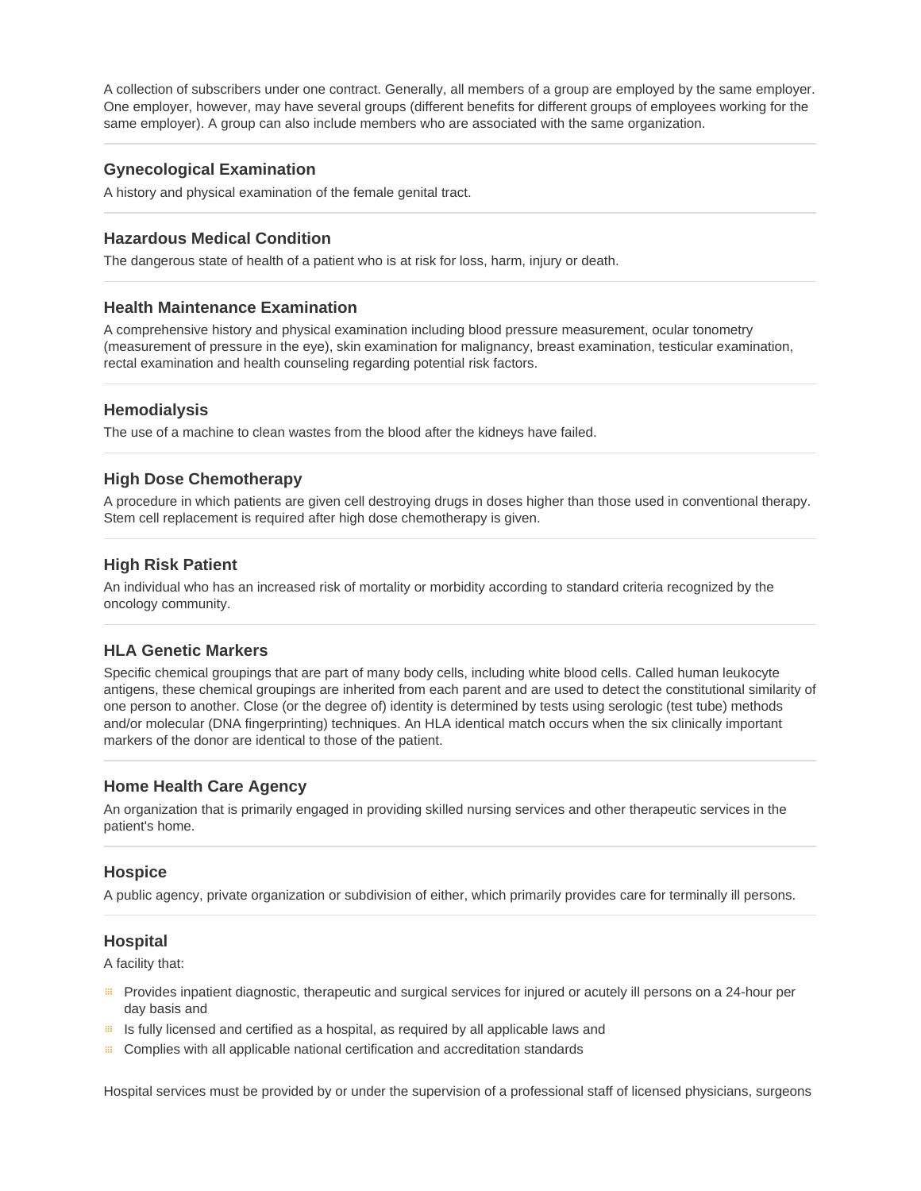A collection of subscribers under one contract. Generally, all members of a group are employed by the same employer. One employer, however, may have several groups (different benefits for different groups of employees working for the same employer). A group can also include members who are associated with the same organization.

---

### Gynecological Examination

A history and physical examination of the female genital tract.

---

### Hazardous Medical Condition

The dangerous state of health of a patient who is at risk for loss, harm, injury or death.

---

### Health Maintenance Examination

A comprehensive history and physical examination including blood pressure measurement, ocular tonometry (measurement of pressure in the eye), skin examination for malignancy, breast examination, testicular examination, rectal examination and health counseling regarding potential risk factors.

---

### Hemodialysis

The use of a machine to clean wastes from the blood after the kidneys have failed.

---

### High Dose Chemotherapy

A procedure in which patients are given cell destroying drugs in doses higher than those used in conventional therapy. Stem cell replacement is required after high dose chemotherapy is given.

---

### High Risk Patient

An individual who has an increased risk of mortality or morbidity according to standard criteria recognized by the oncology community.

---

### HLA Genetic Markers

Specific chemical groupings that are part of many body cells, including white blood cells. Called human leukocyte antigens, these chemical groupings are inherited from each parent and are used to detect the constitutional similarity of one person to another. Close (or the degree of) identity is determined by tests using serologic (test tube) methods and/or molecular (DNA fingerprinting) techniques. An HLA identical match occurs when the six clinically important markers of the donor are identical to those of the patient.

---

### Home Health Care Agency

An organization that is primarily engaged in providing skilled nursing services and other therapeutic services in the patient's home.

---

### Hospice

A public agency, private organization or subdivision of either, which primarily provides care for terminally ill persons.

---

### Hospital

A facility that:

- Provides inpatient diagnostic, therapeutic and surgical services for injured or acutely ill persons on a 24-hour per day basis and
- Is fully licensed and certified as a hospital, as required by all applicable laws and
- Complies with all applicable national certification and accreditation standards

Hospital services must be provided by or under the supervision of a professional staff of licensed physicians, surgeons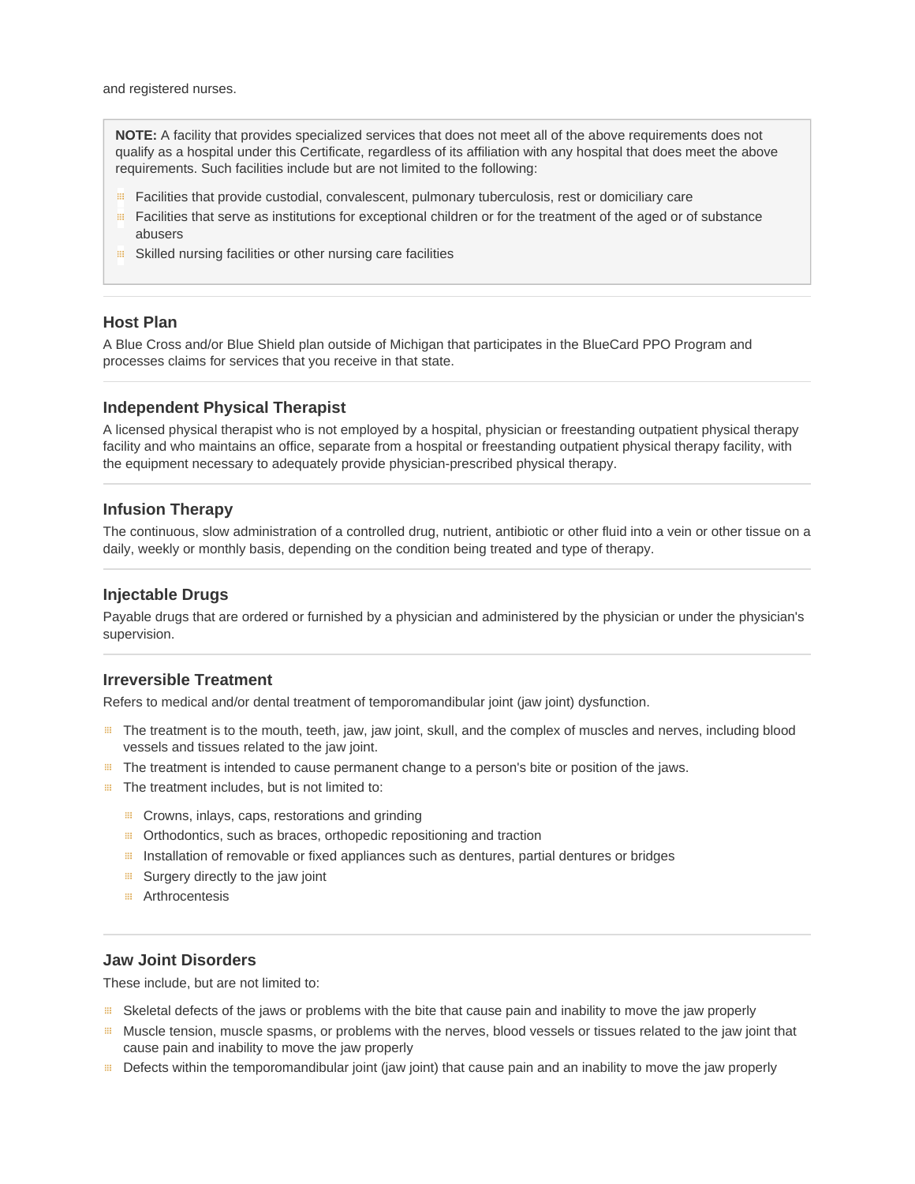and registered nurses.

> **NOTE:** A facility that provides specialized services that does not meet all of the above requirements does not qualify as a hospital under this Certificate, regardless of its affiliation with any hospital that does meet the above requirements. Such facilities include but are not limited to the following:
>
> - Facilities that provide custodial, convalescent, pulmonary tuberculosis, rest or domiciliary care
> - Facilities that serve as institutions for exceptional children or for the treatment of the aged or of substance abusers
> - Skilled nursing facilities or other nursing care facilities

---

### Host Plan

A Blue Cross and/or Blue Shield plan outside of Michigan that participates in the BlueCard PPO Program and processes claims for services that you receive in that state.

---

### Independent Physical Therapist

A licensed physical therapist who is not employed by a hospital, physician or freestanding outpatient physical therapy facility and who maintains an office, separate from a hospital or freestanding outpatient physical therapy facility, with the equipment necessary to adequately provide physician-prescribed physical therapy.

---

### Infusion Therapy

The continuous, slow administration of a controlled drug, nutrient, antibiotic or other fluid into a vein or other tissue on a daily, weekly or monthly basis, depending on the condition being treated and type of therapy.

---

### Injectable Drugs

Payable drugs that are ordered or furnished by a physician and administered by the physician or under the physician's supervision.

---

### Irreversible Treatment

Refers to medical and/or dental treatment of temporomandibular joint (jaw joint) dysfunction.

- The treatment is to the mouth, teeth, jaw, jaw joint, skull, and the complex of muscles and nerves, including blood vessels and tissues related to the jaw joint.
- The treatment is intended to cause permanent change to a person's bite or position of the jaws.
- The treatment includes, but is not limited to:
  - Crowns, inlays, caps, restorations and grinding
  - Orthodontics, such as braces, orthopedic repositioning and traction
  - Installation of removable or fixed appliances such as dentures, partial dentures or bridges
  - Surgery directly to the jaw joint
  - Arthrocentesis

---

### Jaw Joint Disorders

These include, but are not limited to:

- Skeletal defects of the jaws or problems with the bite that cause pain and inability to move the jaw properly
- Muscle tension, muscle spasms, or problems with the nerves, blood vessels or tissues related to the jaw joint that cause pain and inability to move the jaw properly
- Defects within the temporomandibular joint (jaw joint) that cause pain and an inability to move the jaw properly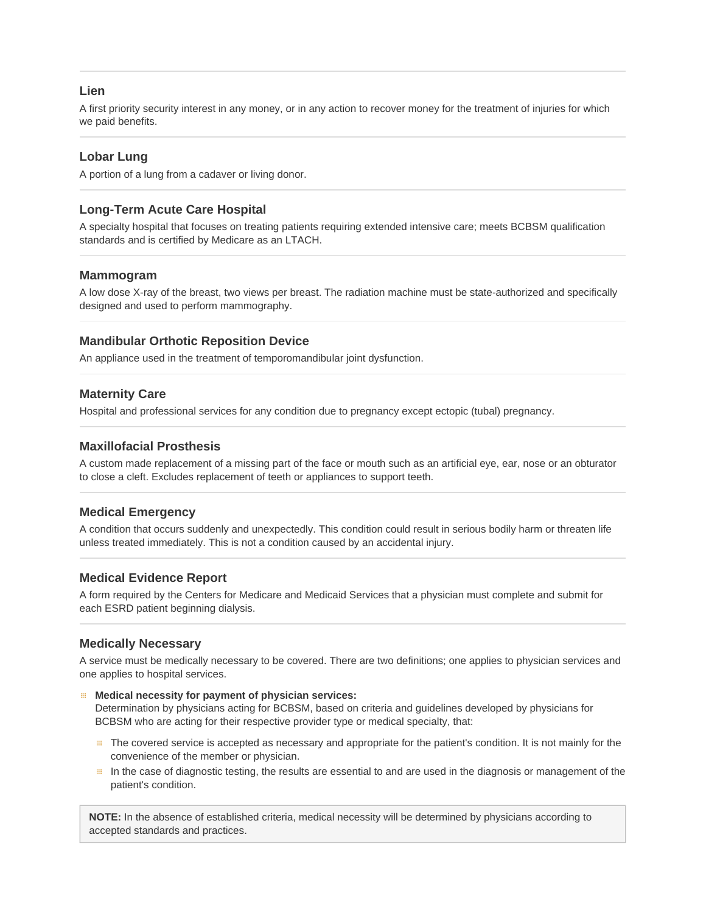### Lien

A first priority security interest in any money, or in any action to recover money for the treatment of injuries for which we paid benefits.

### Lobar Lung

A portion of a lung from a cadaver or living donor.

### Long-Term Acute Care Hospital

A specialty hospital that focuses on treating patients requiring extended intensive care; meets BCBSM qualification standards and is certified by Medicare as an LTACH.

### Mammogram

A low dose X-ray of the breast, two views per breast. The radiation machine must be state-authorized and specifically designed and used to perform mammography.

### Mandibular Orthotic Reposition Device

An appliance used in the treatment of temporomandibular joint dysfunction.

### Maternity Care

Hospital and professional services for any condition due to pregnancy except ectopic (tubal) pregnancy.

### Maxillofacial Prosthesis

A custom made replacement of a missing part of the face or mouth such as an artificial eye, ear, nose or an obturator to close a cleft. Excludes replacement of teeth or appliances to support teeth.

### Medical Emergency

A condition that occurs suddenly and unexpectedly. This condition could result in serious bodily harm or threaten life unless treated immediately. This is not a condition caused by an accidental injury.

### Medical Evidence Report

A form required by the Centers for Medicare and Medicaid Services that a physician must complete and submit for each ESRD patient beginning dialysis.

### Medically Necessary

A service must be medically necessary to be covered. There are two definitions; one applies to physician services and one applies to hospital services.

- **Medical necessity for payment of physician services:**
  Determination by physicians acting for BCBSM, based on criteria and guidelines developed by physicians for BCBSM who are acting for their respective provider type or medical specialty, that:
  - The covered service is accepted as necessary and appropriate for the patient's condition. It is not mainly for the convenience of the member or physician.
  - In the case of diagnostic testing, the results are essential to and are used in the diagnosis or management of the patient's condition.

> **NOTE:** In the absence of established criteria, medical necessity will be determined by physicians according to accepted standards and practices.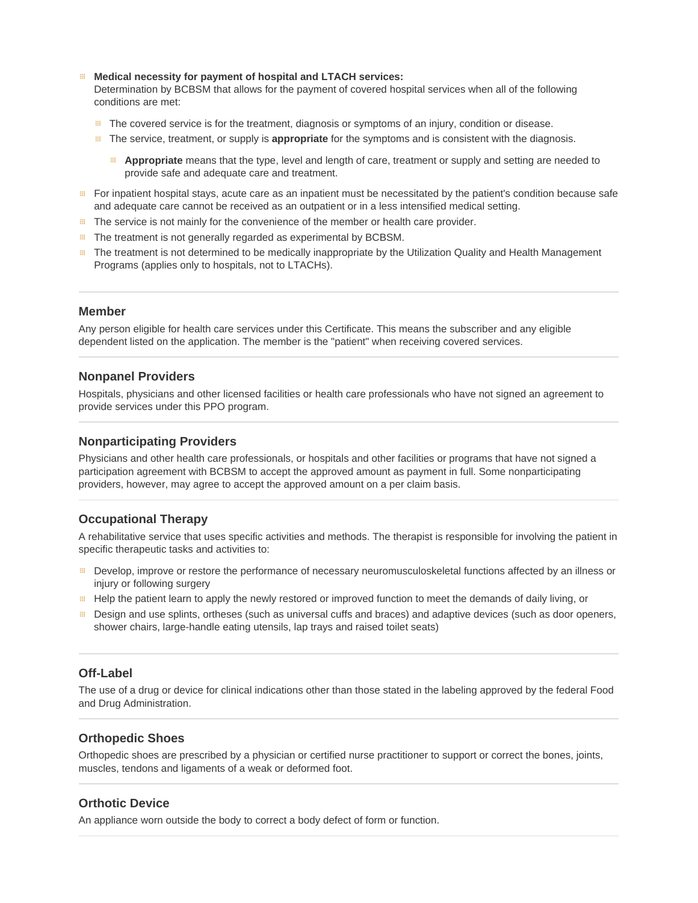- **Medical necessity for payment of hospital and LTACH services:**
  Determination by BCBSM that allows for the payment of covered hospital services when all of the following conditions are met:
  - The covered service is for the treatment, diagnosis or symptoms of an injury, condition or disease.
  - The service, treatment, or supply is **appropriate** for the symptoms and is consistent with the diagnosis.
    - **Appropriate** means that the type, level and length of care, treatment or supply and setting are needed to provide safe and adequate care and treatment.
- For inpatient hospital stays, acute care as an inpatient must be necessitated by the patient's condition because safe and adequate care cannot be received as an outpatient or in a less intensified medical setting.
- The service is not mainly for the convenience of the member or health care provider.
- The treatment is not generally regarded as experimental by BCBSM.
- The treatment is not determined to be medically inappropriate by the Utilization Quality and Health Management Programs (applies only to hospitals, not to LTACHs).

### Member

Any person eligible for health care services under this Certificate. This means the subscriber and any eligible dependent listed on the application. The member is the "patient" when receiving covered services.

### Nonpanel Providers

Hospitals, physicians and other licensed facilities or health care professionals who have not signed an agreement to provide services under this PPO program.

### Nonparticipating Providers

Physicians and other health care professionals, or hospitals and other facilities or programs that have not signed a participation agreement with BCBSM to accept the approved amount as payment in full. Some nonparticipating providers, however, may agree to accept the approved amount on a per claim basis.

### Occupational Therapy

A rehabilitative service that uses specific activities and methods. The therapist is responsible for involving the patient in specific therapeutic tasks and activities to:

- Develop, improve or restore the performance of necessary neuromusculoskeletal functions affected by an illness or injury or following surgery
- Help the patient learn to apply the newly restored or improved function to meet the demands of daily living, or
- Design and use splints, ortheses (such as universal cuffs and braces) and adaptive devices (such as door openers, shower chairs, large-handle eating utensils, lap trays and raised toilet seats)

### Off-Label

The use of a drug or device for clinical indications other than those stated in the labeling approved by the federal Food and Drug Administration.

### Orthopedic Shoes

Orthopedic shoes are prescribed by a physician or certified nurse practitioner to support or correct the bones, joints, muscles, tendons and ligaments of a weak or deformed foot.

### Orthotic Device

An appliance worn outside the body to correct a body defect of form or function.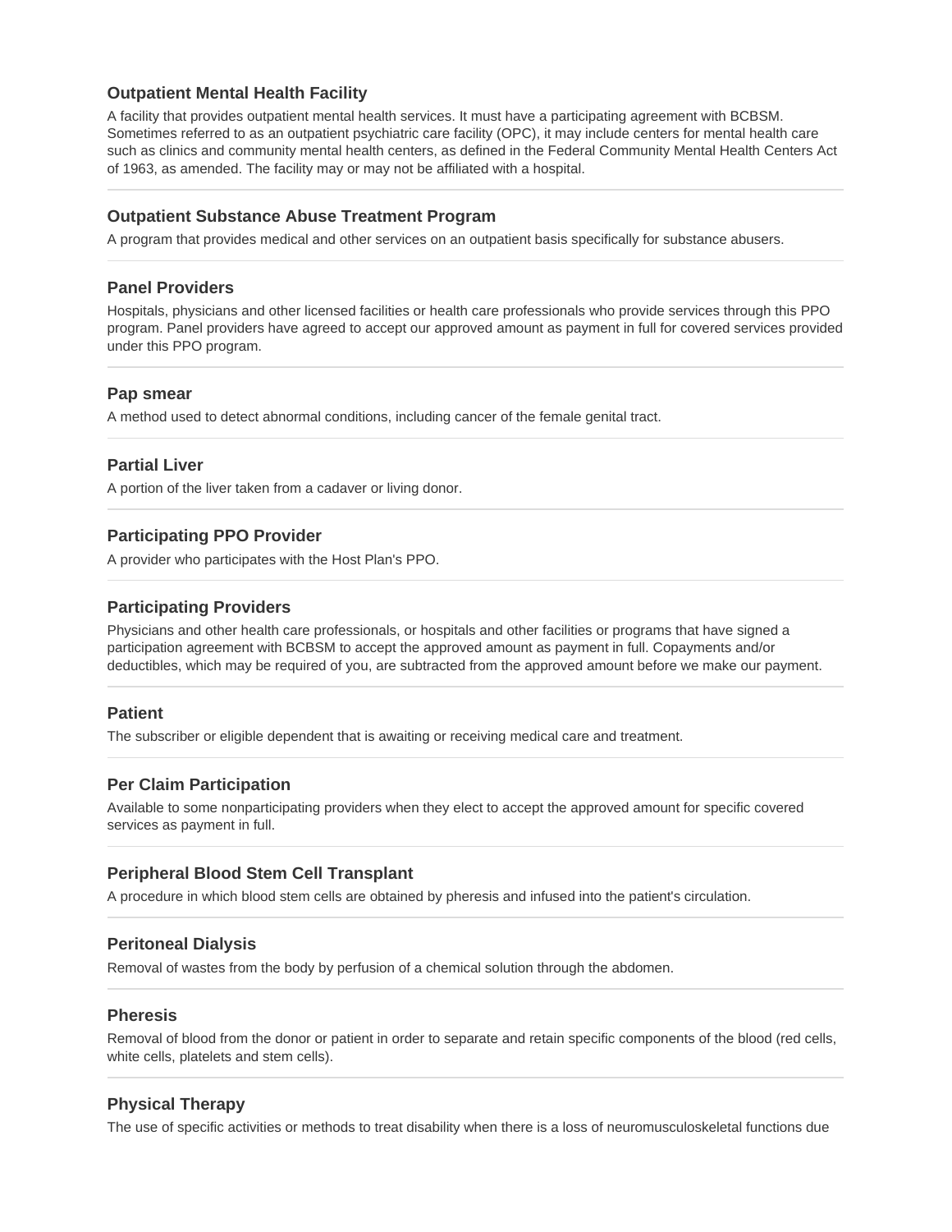### Outpatient Mental Health Facility

A facility that provides outpatient mental health services. It must have a participating agreement with BCBSM. Sometimes referred to as an outpatient psychiatric care facility (OPC), it may include centers for mental health care such as clinics and community mental health centers, as defined in the Federal Community Mental Health Centers Act of 1963, as amended. The facility may or may not be affiliated with a hospital.

---

### Outpatient Substance Abuse Treatment Program

A program that provides medical and other services on an outpatient basis specifically for substance abusers.

---

### Panel Providers

Hospitals, physicians and other licensed facilities or health care professionals who provide services through this PPO program. Panel providers have agreed to accept our approved amount as payment in full for covered services provided under this PPO program.

---

### Pap smear

A method used to detect abnormal conditions, including cancer of the female genital tract.

---

### Partial Liver

A portion of the liver taken from a cadaver or living donor.

---

### Participating PPO Provider

A provider who participates with the Host Plan's PPO.

---

### Participating Providers

Physicians and other health care professionals, or hospitals and other facilities or programs that have signed a participation agreement with BCBSM to accept the approved amount as payment in full. Copayments and/or deductibles, which may be required of you, are subtracted from the approved amount before we make our payment.

---

### Patient

The subscriber or eligible dependent that is awaiting or receiving medical care and treatment.

---

### Per Claim Participation

Available to some nonparticipating providers when they elect to accept the approved amount for specific covered services as payment in full.

---

### Peripheral Blood Stem Cell Transplant

A procedure in which blood stem cells are obtained by pheresis and infused into the patient's circulation.

---

### Peritoneal Dialysis

Removal of wastes from the body by perfusion of a chemical solution through the abdomen.

---

### Pheresis

Removal of blood from the donor or patient in order to separate and retain specific components of the blood (red cells, white cells, platelets and stem cells).

---

### Physical Therapy

The use of specific activities or methods to treat disability when there is a loss of neuromusculoskeletal functions due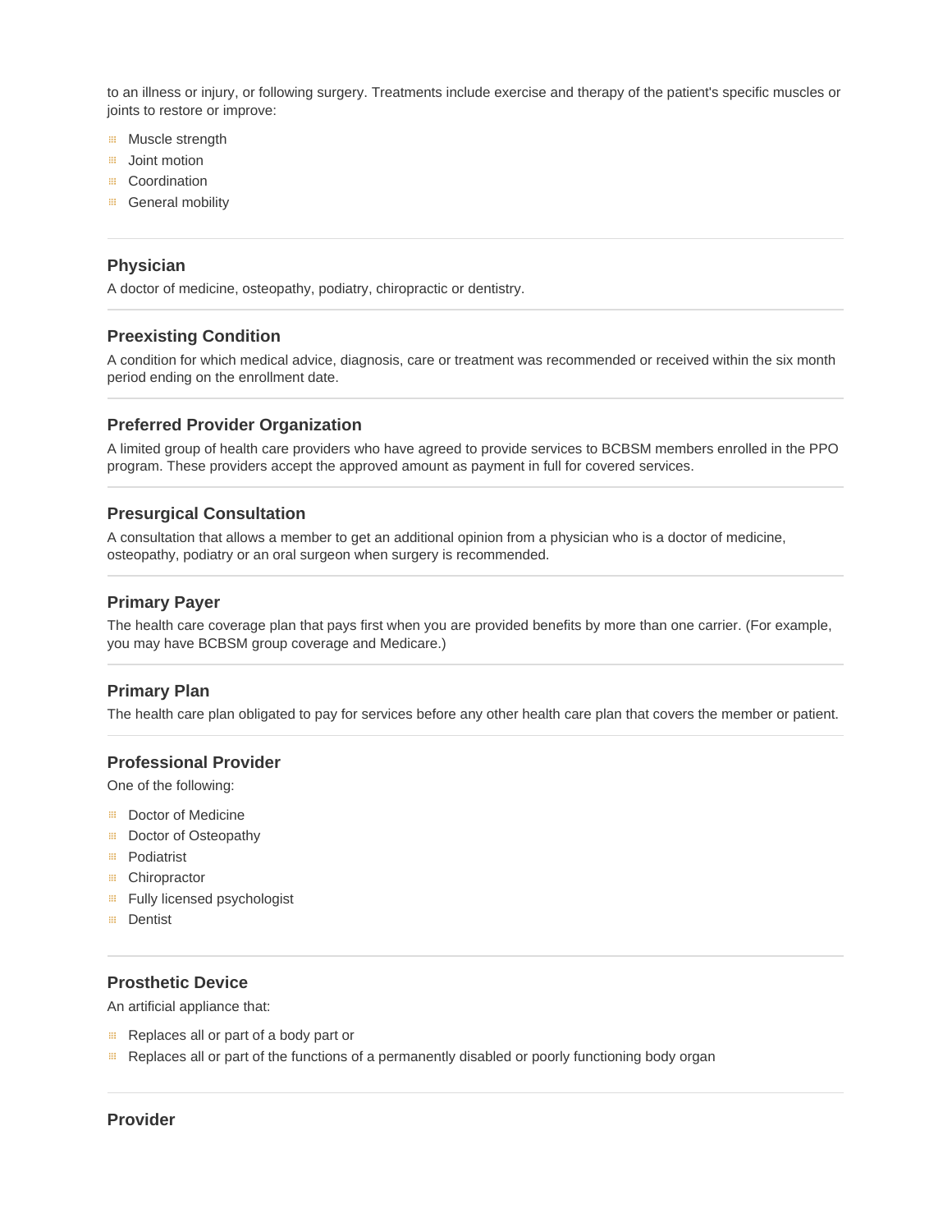to an illness or injury, or following surgery. Treatments include exercise and therapy of the patient's specific muscles or joints to restore or improve:

- Muscle strength
- Joint motion
- Coordination
- General mobility

---

### Physician

A doctor of medicine, osteopathy, podiatry, chiropractic or dentistry.

---

### Preexisting Condition

A condition for which medical advice, diagnosis, care or treatment was recommended or received within the six month period ending on the enrollment date.

---

### Preferred Provider Organization

A limited group of health care providers who have agreed to provide services to BCBSM members enrolled in the PPO program. These providers accept the approved amount as payment in full for covered services.

---

### Presurgical Consultation

A consultation that allows a member to get an additional opinion from a physician who is a doctor of medicine, osteopathy, podiatry or an oral surgeon when surgery is recommended.

---

### Primary Payer

The health care coverage plan that pays first when you are provided benefits by more than one carrier. (For example, you may have BCBSM group coverage and Medicare.)

---

### Primary Plan

The health care plan obligated to pay for services before any other health care plan that covers the member or patient.

---

### Professional Provider

One of the following:

- Doctor of Medicine
- Doctor of Osteopathy
- Podiatrist
- Chiropractor
- Fully licensed psychologist
- Dentist

---

### Prosthetic Device

An artificial appliance that:

- Replaces all or part of a body part or
- Replaces all or part of the functions of a permanently disabled or poorly functioning body organ

---

### Provider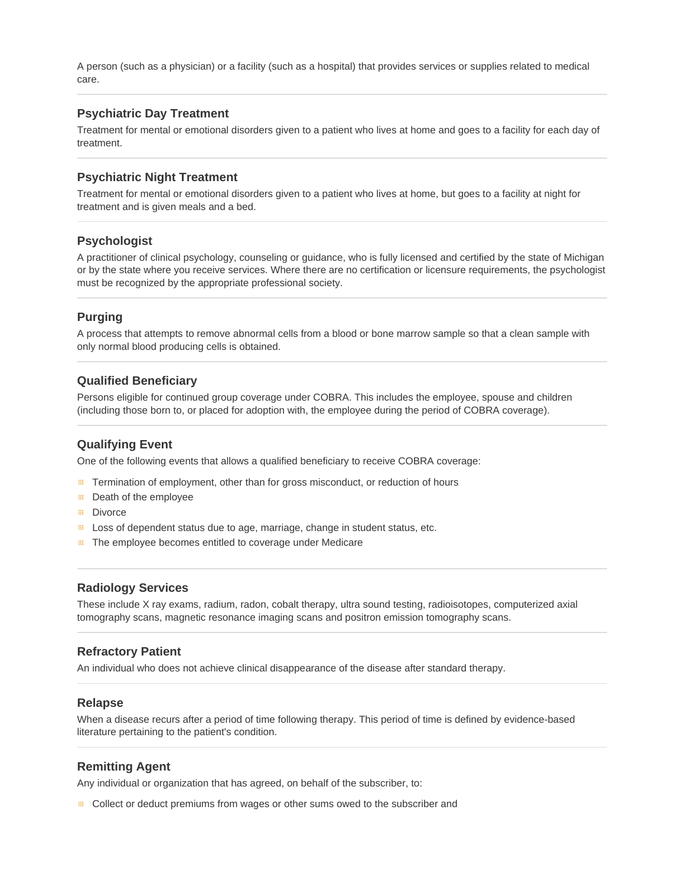A person (such as a physician) or a facility (such as a hospital) that provides services or supplies related to medical care.

### Psychiatric Day Treatment

Treatment for mental or emotional disorders given to a patient who lives at home and goes to a facility for each day of treatment.

### Psychiatric Night Treatment

Treatment for mental or emotional disorders given to a patient who lives at home, but goes to a facility at night for treatment and is given meals and a bed.

### Psychologist

A practitioner of clinical psychology, counseling or guidance, who is fully licensed and certified by the state of Michigan or by the state where you receive services. Where there are no certification or licensure requirements, the psychologist must be recognized by the appropriate professional society.

### Purging

A process that attempts to remove abnormal cells from a blood or bone marrow sample so that a clean sample with only normal blood producing cells is obtained.

### Qualified Beneficiary

Persons eligible for continued group coverage under COBRA. This includes the employee, spouse and children (including those born to, or placed for adoption with, the employee during the period of COBRA coverage).

### Qualifying Event

One of the following events that allows a qualified beneficiary to receive COBRA coverage:

- Termination of employment, other than for gross misconduct, or reduction of hours
- Death of the employee
- Divorce
- Loss of dependent status due to age, marriage, change in student status, etc.
- The employee becomes entitled to coverage under Medicare

### Radiology Services

These include X ray exams, radium, radon, cobalt therapy, ultra sound testing, radioisotopes, computerized axial tomography scans, magnetic resonance imaging scans and positron emission tomography scans.

### Refractory Patient

An individual who does not achieve clinical disappearance of the disease after standard therapy.

### Relapse

When a disease recurs after a period of time following therapy. This period of time is defined by evidence-based literature pertaining to the patient's condition.

### Remitting Agent

Any individual or organization that has agreed, on behalf of the subscriber, to:

- Collect or deduct premiums from wages or other sums owed to the subscriber and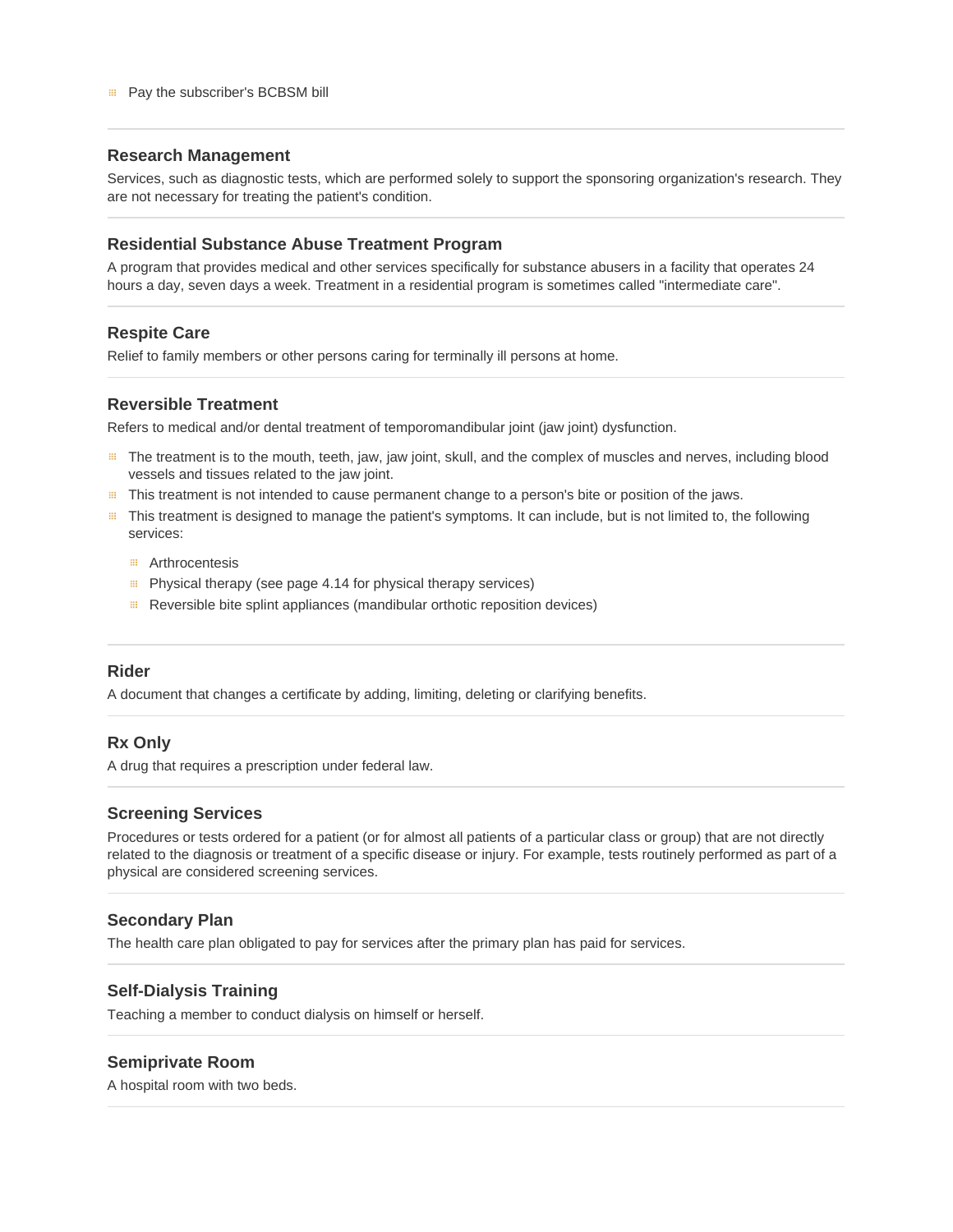- Pay the subscriber's BCBSM bill

---

### Research Management

Services, such as diagnostic tests, which are performed solely to support the sponsoring organization's research. They are not necessary for treating the patient's condition.

---

### Residential Substance Abuse Treatment Program

A program that provides medical and other services specifically for substance abusers in a facility that operates 24 hours a day, seven days a week. Treatment in a residential program is sometimes called "intermediate care".

---

### Respite Care

Relief to family members or other persons caring for terminally ill persons at home.

---

### Reversible Treatment

Refers to medical and/or dental treatment of temporomandibular joint (jaw joint) dysfunction.

- The treatment is to the mouth, teeth, jaw, jaw joint, skull, and the complex of muscles and nerves, including blood vessels and tissues related to the jaw joint.
- This treatment is not intended to cause permanent change to a person's bite or position of the jaws.
- This treatment is designed to manage the patient's symptoms. It can include, but is not limited to, the following services:
  - Arthrocentesis
  - Physical therapy (see page 4.14 for physical therapy services)
  - Reversible bite splint appliances (mandibular orthotic reposition devices)

---

### Rider

A document that changes a certificate by adding, limiting, deleting or clarifying benefits.

---

### Rx Only

A drug that requires a prescription under federal law.

---

### Screening Services

Procedures or tests ordered for a patient (or for almost all patients of a particular class or group) that are not directly related to the diagnosis or treatment of a specific disease or injury. For example, tests routinely performed as part of a physical are considered screening services.

---

### Secondary Plan

The health care plan obligated to pay for services after the primary plan has paid for services.

---

### Self-Dialysis Training

Teaching a member to conduct dialysis on himself or herself.

---

### Semiprivate Room

A hospital room with two beds.

---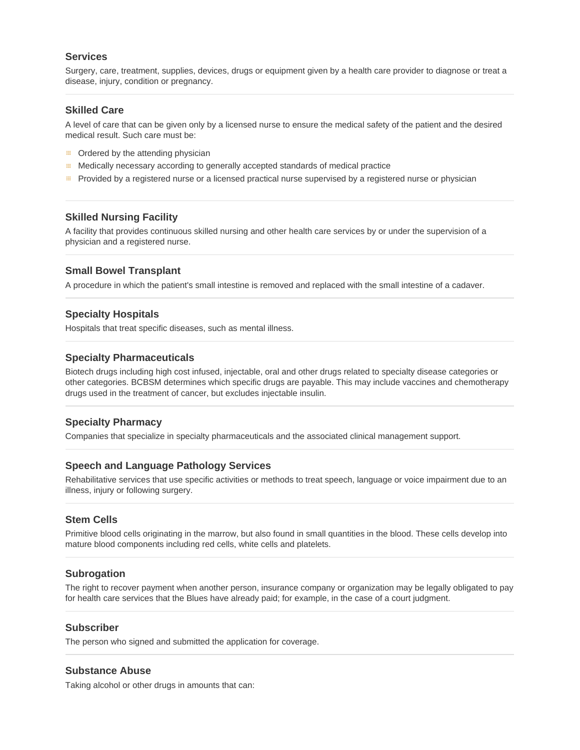### Services

Surgery, care, treatment, supplies, devices, drugs or equipment given by a health care provider to diagnose or treat a disease, injury, condition or pregnancy.

### Skilled Care

A level of care that can be given only by a licensed nurse to ensure the medical safety of the patient and the desired medical result. Such care must be:

- Ordered by the attending physician
- Medically necessary according to generally accepted standards of medical practice
- Provided by a registered nurse or a licensed practical nurse supervised by a registered nurse or physician

### Skilled Nursing Facility

A facility that provides continuous skilled nursing and other health care services by or under the supervision of a physician and a registered nurse.

### Small Bowel Transplant

A procedure in which the patient's small intestine is removed and replaced with the small intestine of a cadaver.

### Specialty Hospitals

Hospitals that treat specific diseases, such as mental illness.

### Specialty Pharmaceuticals

Biotech drugs including high cost infused, injectable, oral and other drugs related to specialty disease categories or other categories. BCBSM determines which specific drugs are payable. This may include vaccines and chemotherapy drugs used in the treatment of cancer, but excludes injectable insulin.

### Specialty Pharmacy

Companies that specialize in specialty pharmaceuticals and the associated clinical management support.

### Speech and Language Pathology Services

Rehabilitative services that use specific activities or methods to treat speech, language or voice impairment due to an illness, injury or following surgery.

### Stem Cells

Primitive blood cells originating in the marrow, but also found in small quantities in the blood. These cells develop into mature blood components including red cells, white cells and platelets.

### Subrogation

The right to recover payment when another person, insurance company or organization may be legally obligated to pay for health care services that the Blues have already paid; for example, in the case of a court judgment.

### Subscriber

The person who signed and submitted the application for coverage.

### Substance Abuse

Taking alcohol or other drugs in amounts that can: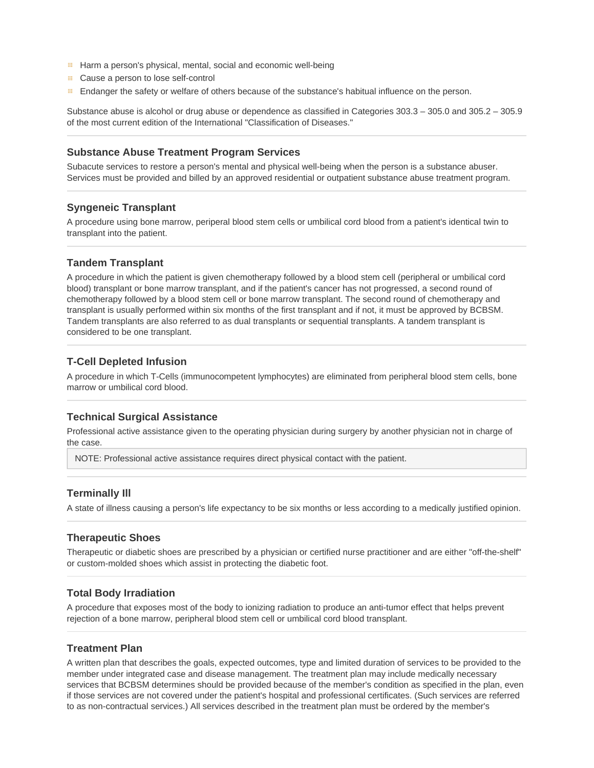- Harm a person's physical, mental, social and economic well-being
- Cause a person to lose self-control
- Endanger the safety or welfare of others because of the substance's habitual influence on the person.

Substance abuse is alcohol or drug abuse or dependence as classified in Categories 303.3 – 305.0 and 305.2 – 305.9 of the most current edition of the International "Classification of Diseases."

---

### Substance Abuse Treatment Program Services

Subacute services to restore a person's mental and physical well-being when the person is a substance abuser. Services must be provided and billed by an approved residential or outpatient substance abuse treatment program.

---

### Syngeneic Transplant

A procedure using bone marrow, periperal blood stem cells or umbilical cord blood from a patient's identical twin to transplant into the patient.

---

### Tandem Transplant

A procedure in which the patient is given chemotherapy followed by a blood stem cell (peripheral or umbilical cord blood) transplant or bone marrow transplant, and if the patient's cancer has not progressed, a second round of chemotherapy followed by a blood stem cell or bone marrow transplant. The second round of chemotherapy and transplant is usually performed within six months of the first transplant and if not, it must be approved by BCBSM. Tandem transplants are also referred to as dual transplants or sequential transplants. A tandem transplant is considered to be one transplant.

---

### T-Cell Depleted Infusion

A procedure in which T-Cells (immunocompetent lymphocytes) are eliminated from peripheral blood stem cells, bone marrow or umbilical cord blood.

---

### Technical Surgical Assistance

Professional active assistance given to the operating physician during surgery by another physician not in charge of the case.

> NOTE: Professional active assistance requires direct physical contact with the patient.

---

### Terminally Ill

A state of illness causing a person's life expectancy to be six months or less according to a medically justified opinion.

---

### Therapeutic Shoes

Therapeutic or diabetic shoes are prescribed by a physician or certified nurse practitioner and are either "off-the-shelf" or custom-molded shoes which assist in protecting the diabetic foot.

---

### Total Body Irradiation

A procedure that exposes most of the body to ionizing radiation to produce an anti-tumor effect that helps prevent rejection of a bone marrow, peripheral blood stem cell or umbilical cord blood transplant.

---

### Treatment Plan

A written plan that describes the goals, expected outcomes, type and limited duration of services to be provided to the member under integrated case and disease management. The treatment plan may include medically necessary services that BCBSM determines should be provided because of the member's condition as specified in the plan, even if those services are not covered under the patient's hospital and professional certificates. (Such services are referred to as non-contractual services.) All services described in the treatment plan must be ordered by the member's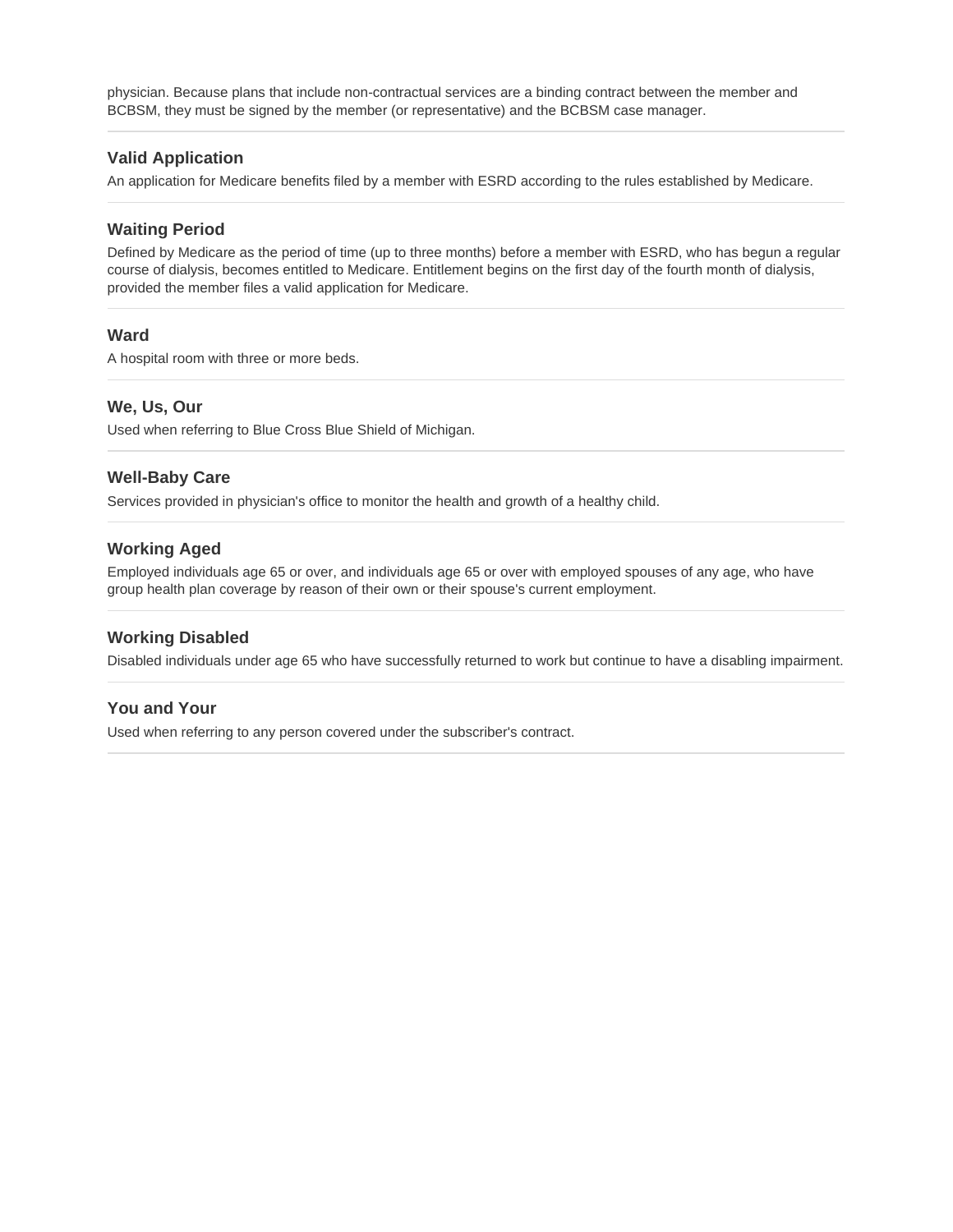physician. Because plans that include non-contractual services are a binding contract between the member and BCBSM, they must be signed by the member (or representative) and the BCBSM case manager.

### Valid Application

An application for Medicare benefits filed by a member with ESRD according to the rules established by Medicare.

### Waiting Period

Defined by Medicare as the period of time (up to three months) before a member with ESRD, who has begun a regular course of dialysis, becomes entitled to Medicare. Entitlement begins on the first day of the fourth month of dialysis, provided the member files a valid application for Medicare.

### Ward

A hospital room with three or more beds.

### We, Us, Our

Used when referring to Blue Cross Blue Shield of Michigan.

### Well-Baby Care

Services provided in physician's office to monitor the health and growth of a healthy child.

### Working Aged

Employed individuals age 65 or over, and individuals age 65 or over with employed spouses of any age, who have group health plan coverage by reason of their own or their spouse's current employment.

### Working Disabled

Disabled individuals under age 65 who have successfully returned to work but continue to have a disabling impairment.

### You and Your

Used when referring to any person covered under the subscriber's contract.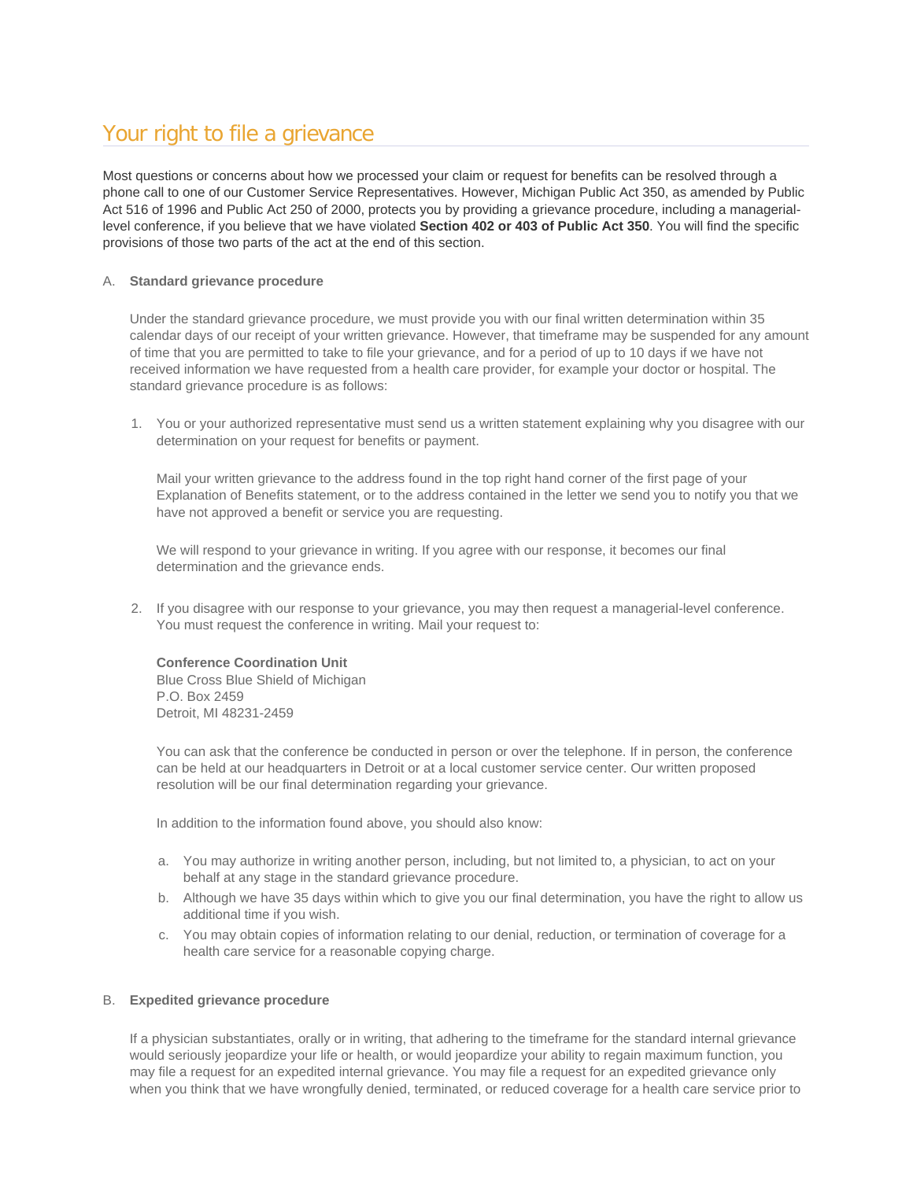## Your right to file a grievance

Most questions or concerns about how we processed your claim or request for benefits can be resolved through a phone call to one of our Customer Service Representatives. However, Michigan Public Act 350, as amended by Public Act 516 of 1996 and Public Act 250 of 2000, protects you by providing a grievance procedure, including a managerial-level conference, if you believe that we have violated **Section 402 or 403 of Public Act 350**. You will find the specific provisions of those two parts of the act at the end of this section.

A. **Standard grievance procedure**

Under the standard grievance procedure, we must provide you with our final written determination within 35 calendar days of our receipt of your written grievance. However, that timeframe may be suspended for any amount of time that you are permitted to take to file your grievance, and for a period of up to 10 days if we have not received information we have requested from a health care provider, for example your doctor or hospital. The standard grievance procedure is as follows:

1. You or your authorized representative must send us a written statement explaining why you disagree with our determination on your request for benefits or payment.

   Mail your written grievance to the address found in the top right hand corner of the first page of your Explanation of Benefits statement, or to the address contained in the letter we send you to notify you that we have not approved a benefit or service you are requesting.

   We will respond to your grievance in writing. If you agree with our response, it becomes our final determination and the grievance ends.

2. If you disagree with our response to your grievance, you may then request a managerial-level conference. You must request the conference in writing. Mail your request to:

   **Conference Coordination Unit**
   Blue Cross Blue Shield of Michigan
   P.O. Box 2459
   Detroit, MI 48231-2459

   You can ask that the conference be conducted in person or over the telephone. If in person, the conference can be held at our headquarters in Detroit or at a local customer service center. Our written proposed resolution will be our final determination regarding your grievance.

   In addition to the information found above, you should also know:

   a. You may authorize in writing another person, including, but not limited to, a physician, to act on your behalf at any stage in the standard grievance procedure.
   b. Although we have 35 days within which to give you our final determination, you have the right to allow us additional time if you wish.
   c. You may obtain copies of information relating to our denial, reduction, or termination of coverage for a health care service for a reasonable copying charge.

B. **Expedited grievance procedure**

If a physician substantiates, orally or in writing, that adhering to the timeframe for the standard internal grievance would seriously jeopardize your life or health, or would jeopardize your ability to regain maximum function, you may file a request for an expedited internal grievance. You may file a request for an expedited grievance only when you think that we have wrongfully denied, terminated, or reduced coverage for a health care service prior to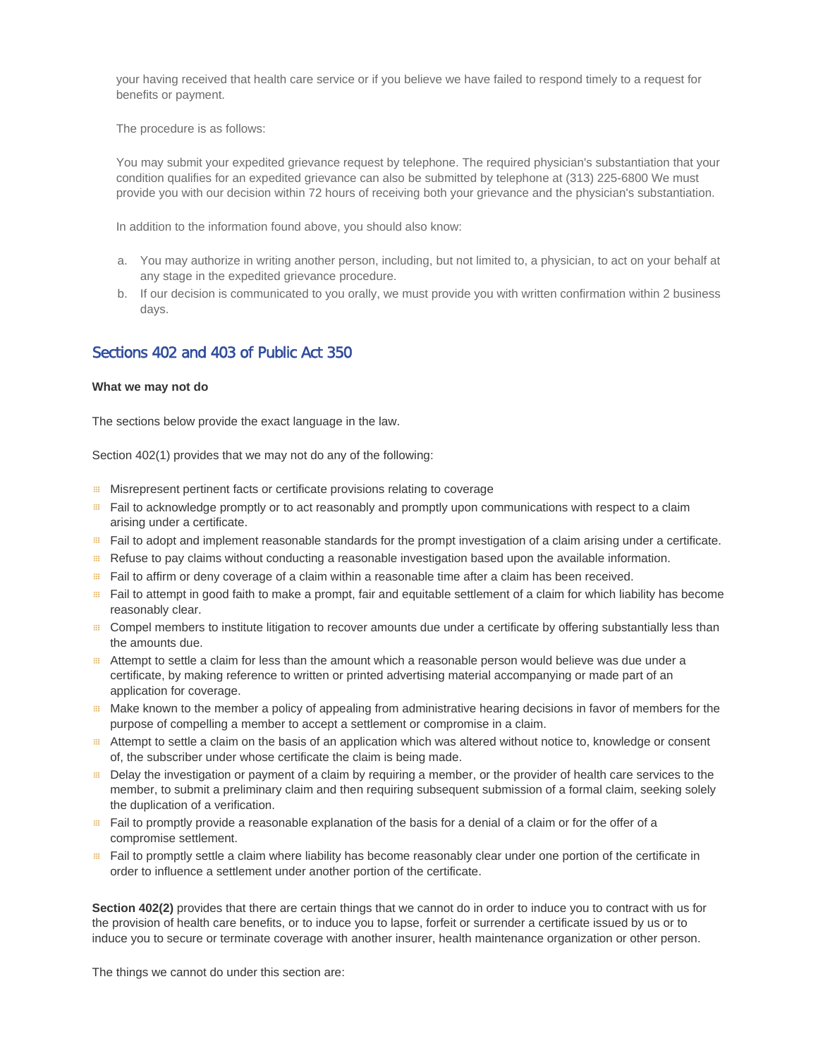your having received that health care service or if you believe we have failed to respond timely to a request for benefits or payment.

The procedure is as follows:

You may submit your expedited grievance request by telephone. The required physician's substantiation that your condition qualifies for an expedited grievance can also be submitted by telephone at (313) 225-6800 We must provide you with our decision within 72 hours of receiving both your grievance and the physician's substantiation.

In addition to the information found above, you should also know:

a. You may authorize in writing another person, including, but not limited to, a physician, to act on your behalf at any stage in the expedited grievance procedure.
b. If our decision is communicated to you orally, we must provide you with written confirmation within 2 business days.

## Sections 402 and 403 of Public Act 350

**What we may not do**

The sections below provide the exact language in the law.

Section 402(1) provides that we may not do any of the following:

- Misrepresent pertinent facts or certificate provisions relating to coverage
- Fail to acknowledge promptly or to act reasonably and promptly upon communications with respect to a claim arising under a certificate.
- Fail to adopt and implement reasonable standards for the prompt investigation of a claim arising under a certificate.
- Refuse to pay claims without conducting a reasonable investigation based upon the available information.
- Fail to affirm or deny coverage of a claim within a reasonable time after a claim has been received.
- Fail to attempt in good faith to make a prompt, fair and equitable settlement of a claim for which liability has become reasonably clear.
- Compel members to institute litigation to recover amounts due under a certificate by offering substantially less than the amounts due.
- Attempt to settle a claim for less than the amount which a reasonable person would believe was due under a certificate, by making reference to written or printed advertising material accompanying or made part of an application for coverage.
- Make known to the member a policy of appealing from administrative hearing decisions in favor of members for the purpose of compelling a member to accept a settlement or compromise in a claim.
- Attempt to settle a claim on the basis of an application which was altered without notice to, knowledge or consent of, the subscriber under whose certificate the claim is being made.
- Delay the investigation or payment of a claim by requiring a member, or the provider of health care services to the member, to submit a preliminary claim and then requiring subsequent submission of a formal claim, seeking solely the duplication of a verification.
- Fail to promptly provide a reasonable explanation of the basis for a denial of a claim or for the offer of a compromise settlement.
- Fail to promptly settle a claim where liability has become reasonably clear under one portion of the certificate in order to influence a settlement under another portion of the certificate.

**Section 402(2)** provides that there are certain things that we cannot do in order to induce you to contract with us for the provision of health care benefits, or to induce you to lapse, forfeit or surrender a certificate issued by us or to induce you to secure or terminate coverage with another insurer, health maintenance organization or other person.

The things we cannot do under this section are: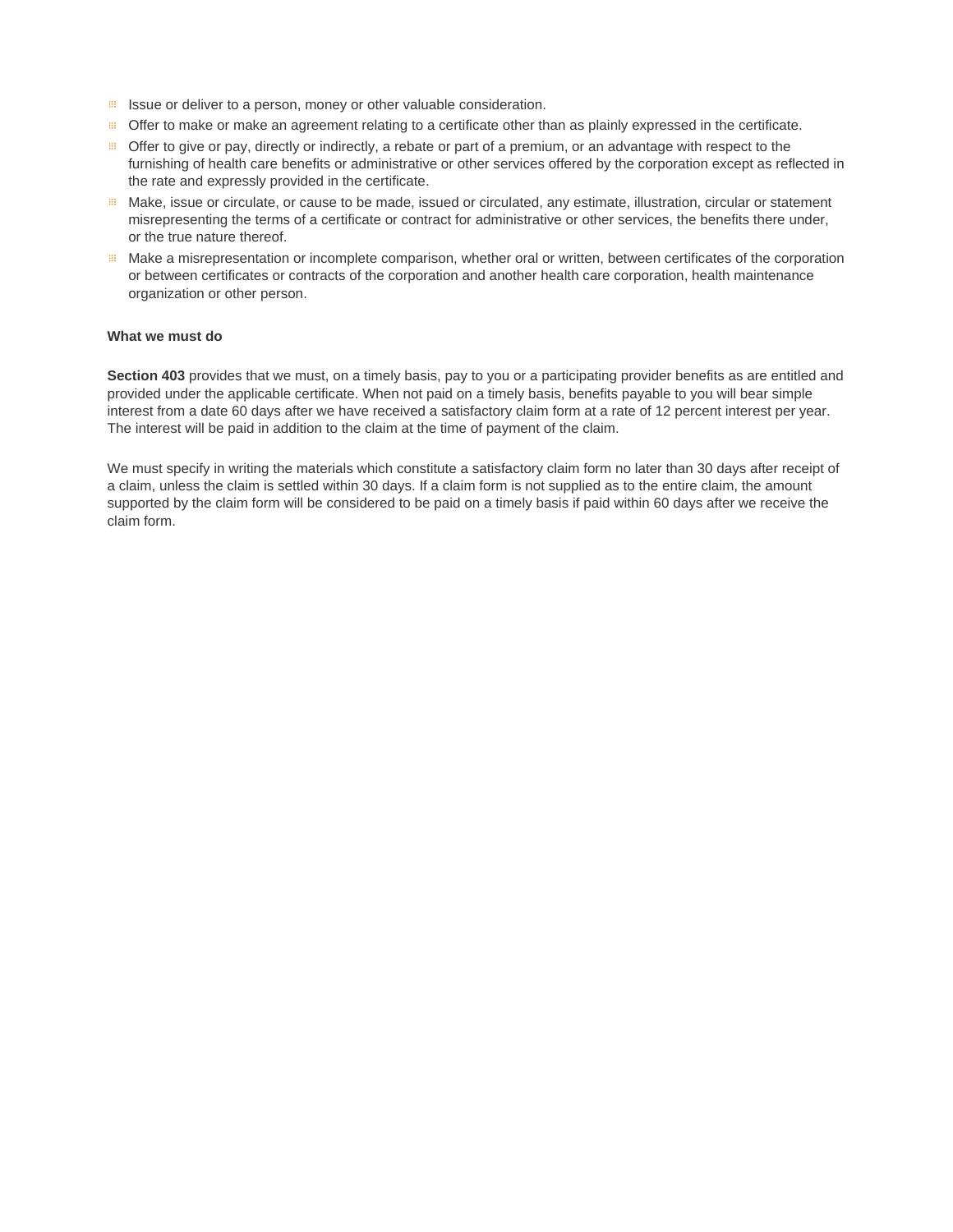- Issue or deliver to a person, money or other valuable consideration.
- Offer to make or make an agreement relating to a certificate other than as plainly expressed in the certificate.
- Offer to give or pay, directly or indirectly, a rebate or part of a premium, or an advantage with respect to the furnishing of health care benefits or administrative or other services offered by the corporation except as reflected in the rate and expressly provided in the certificate.
- Make, issue or circulate, or cause to be made, issued or circulated, any estimate, illustration, circular or statement misrepresenting the terms of a certificate or contract for administrative or other services, the benefits there under, or the true nature thereof.
- Make a misrepresentation or incomplete comparison, whether oral or written, between certificates of the corporation or between certificates or contracts of the corporation and another health care corporation, health maintenance organization or other person.

**What we must do**

**Section 403** provides that we must, on a timely basis, pay to you or a participating provider benefits as are entitled and provided under the applicable certificate. When not paid on a timely basis, benefits payable to you will bear simple interest from a date 60 days after we have received a satisfactory claim form at a rate of 12 percent interest per year. The interest will be paid in addition to the claim at the time of payment of the claim.

We must specify in writing the materials which constitute a satisfactory claim form no later than 30 days after receipt of a claim, unless the claim is settled within 30 days. If a claim form is not supplied as to the entire claim, the amount supported by the claim form will be considered to be paid on a timely basis if paid within 60 days after we receive the claim form.